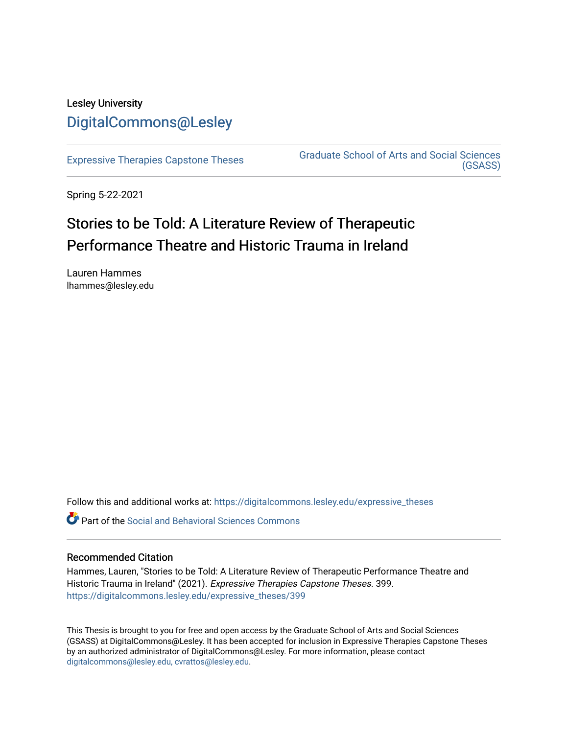Lesley University

DigitalCommons@Lesley

Expressive Therapies Capstone Theses

Graduate School of Arts and Social Sciences (GSASS)

Spring 5-22-2021

# Stories to be Told: A Literature Review of Therapeutic Performance Theatre and Historic Trauma in Ireland

Lauren Hammes
lhammes@lesley.edu

Follow this and additional works at: https://digitalcommons.lesley.edu/expressive_theses

Part of the Social and Behavioral Sciences Commons

## Recommended Citation

Hammes, Lauren, "Stories to be Told: A Literature Review of Therapeutic Performance Theatre and Historic Trauma in Ireland" (2021). *Expressive Therapies Capstone Theses*. 399.
https://digitalcommons.lesley.edu/expressive_theses/399

This Thesis is brought to you for free and open access by the Graduate School of Arts and Social Sciences (GSASS) at DigitalCommons@Lesley. It has been accepted for inclusion in Expressive Therapies Capstone Theses by an authorized administrator of DigitalCommons@Lesley. For more information, please contact digitalcommons@lesley.edu, cvrattos@lesley.edu.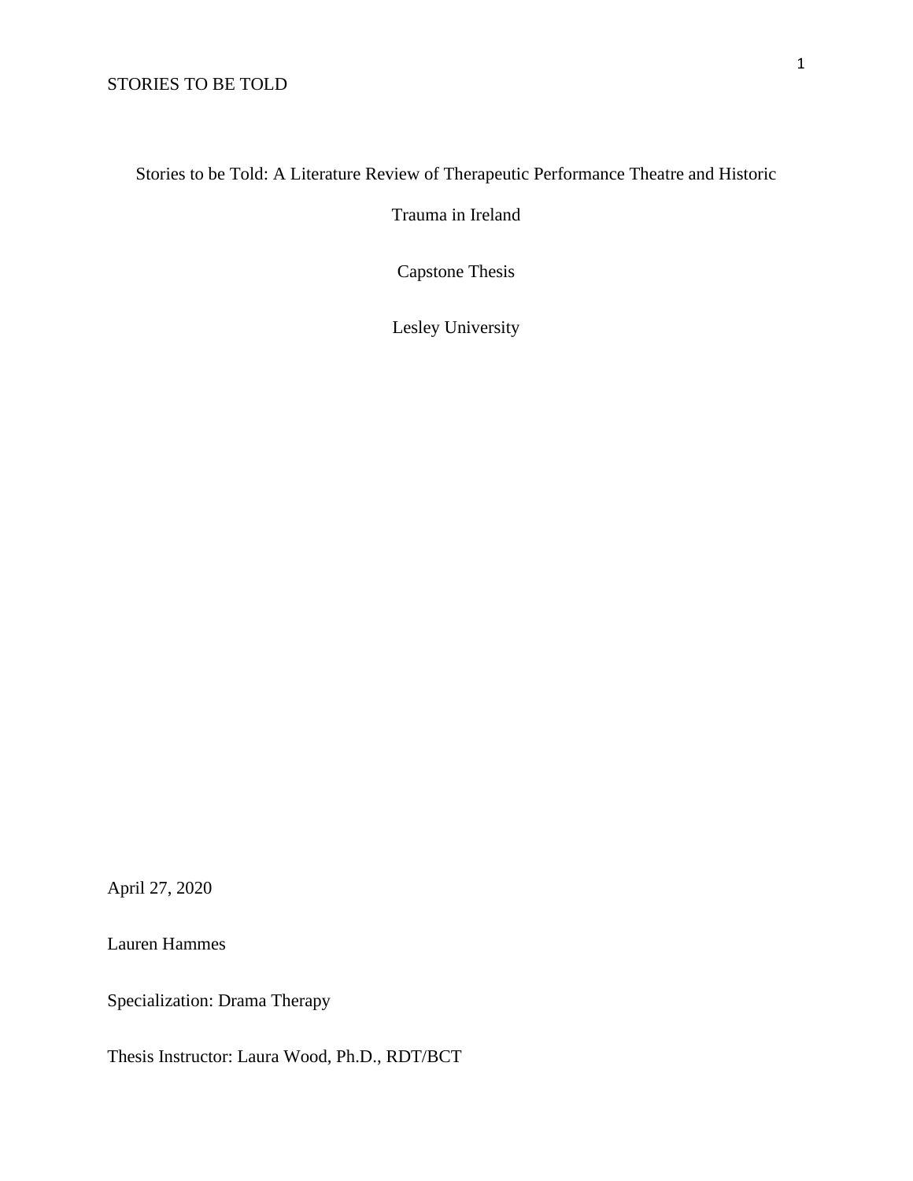Stories to be Told: A Literature Review of Therapeutic Performance Theatre and Historic Trauma in Ireland

Capstone Thesis

Lesley University

April 27, 2020

Lauren Hammes

Specialization: Drama Therapy

Thesis Instructor: Laura Wood, Ph.D., RDT/BCT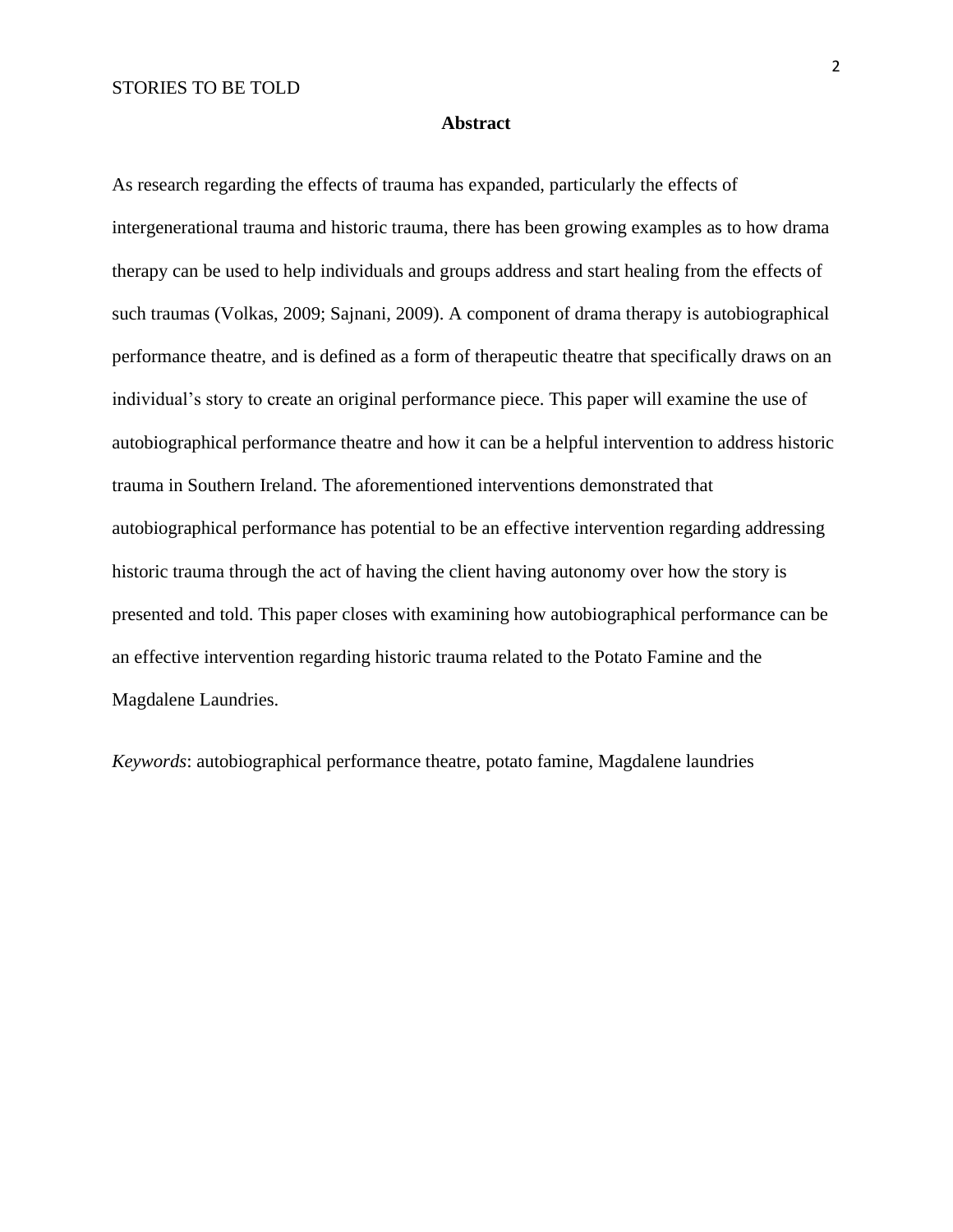# Abstract

As research regarding the effects of trauma has expanded, particularly the effects of intergenerational trauma and historic trauma, there has been growing examples as to how drama therapy can be used to help individuals and groups address and start healing from the effects of such traumas (Volkas, 2009; Sajnani, 2009). A component of drama therapy is autobiographical performance theatre, and is defined as a form of therapeutic theatre that specifically draws on an individual's story to create an original performance piece. This paper will examine the use of autobiographical performance theatre and how it can be a helpful intervention to address historic trauma in Southern Ireland. The aforementioned interventions demonstrated that autobiographical performance has potential to be an effective intervention regarding addressing historic trauma through the act of having the client having autonomy over how the story is presented and told. This paper closes with examining how autobiographical performance can be an effective intervention regarding historic trauma related to the Potato Famine and the Magdalene Laundries.

*Keywords*: autobiographical performance theatre, potato famine, Magdalene laundries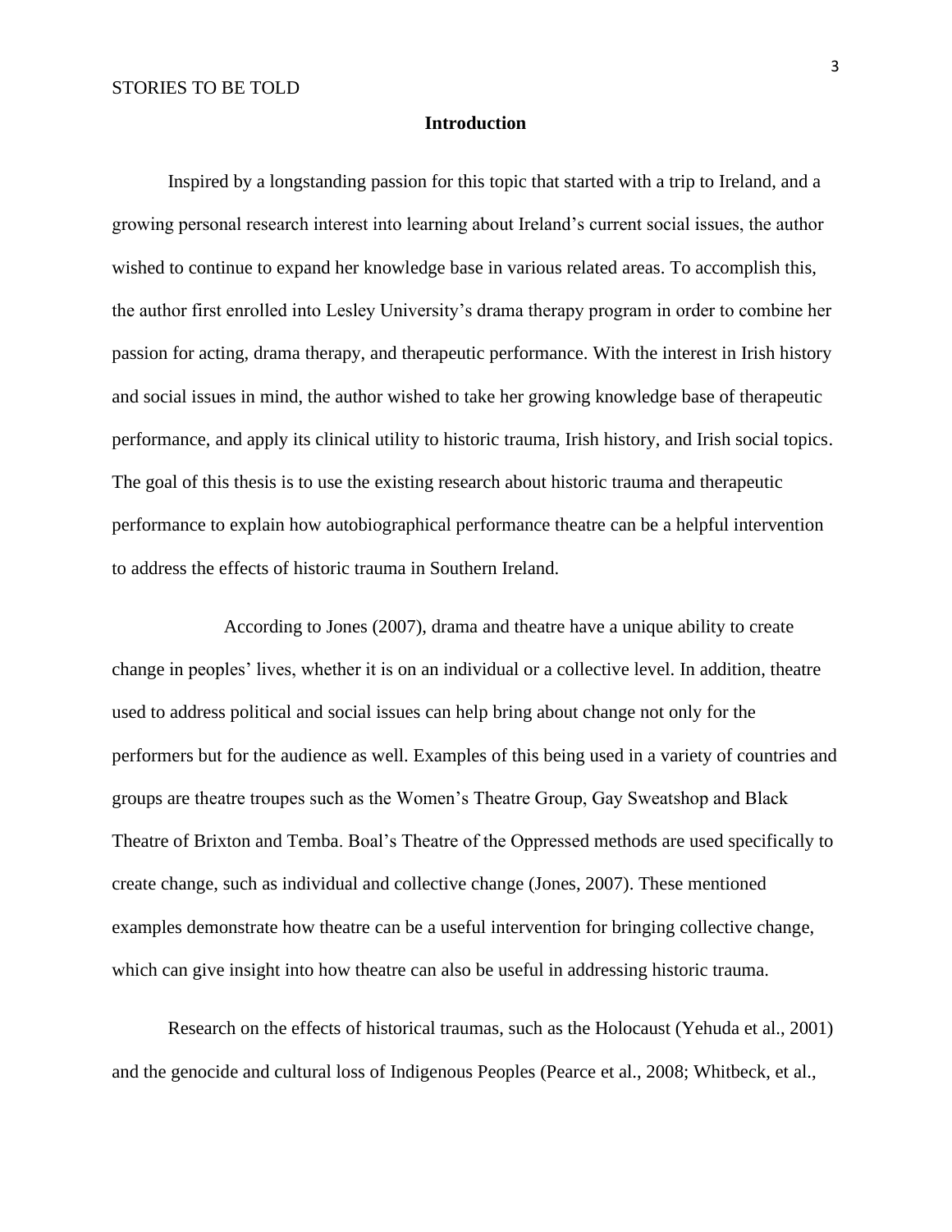## Introduction

Inspired by a longstanding passion for this topic that started with a trip to Ireland, and a growing personal research interest into learning about Ireland's current social issues, the author wished to continue to expand her knowledge base in various related areas. To accomplish this, the author first enrolled into Lesley University's drama therapy program in order to combine her passion for acting, drama therapy, and therapeutic performance. With the interest in Irish history and social issues in mind, the author wished to take her growing knowledge base of therapeutic performance, and apply its clinical utility to historic trauma, Irish history, and Irish social topics. The goal of this thesis is to use the existing research about historic trauma and therapeutic performance to explain how autobiographical performance theatre can be a helpful intervention to address the effects of historic trauma in Southern Ireland.

According to Jones (2007), drama and theatre have a unique ability to create change in peoples' lives, whether it is on an individual or a collective level. In addition, theatre used to address political and social issues can help bring about change not only for the performers but for the audience as well. Examples of this being used in a variety of countries and groups are theatre troupes such as the Women's Theatre Group, Gay Sweatshop and Black Theatre of Brixton and Temba. Boal's Theatre of the Oppressed methods are used specifically to create change, such as individual and collective change (Jones, 2007). These mentioned examples demonstrate how theatre can be a useful intervention for bringing collective change, which can give insight into how theatre can also be useful in addressing historic trauma.

Research on the effects of historical traumas, such as the Holocaust (Yehuda et al., 2001) and the genocide and cultural loss of Indigenous Peoples (Pearce et al., 2008; Whitbeck, et al.,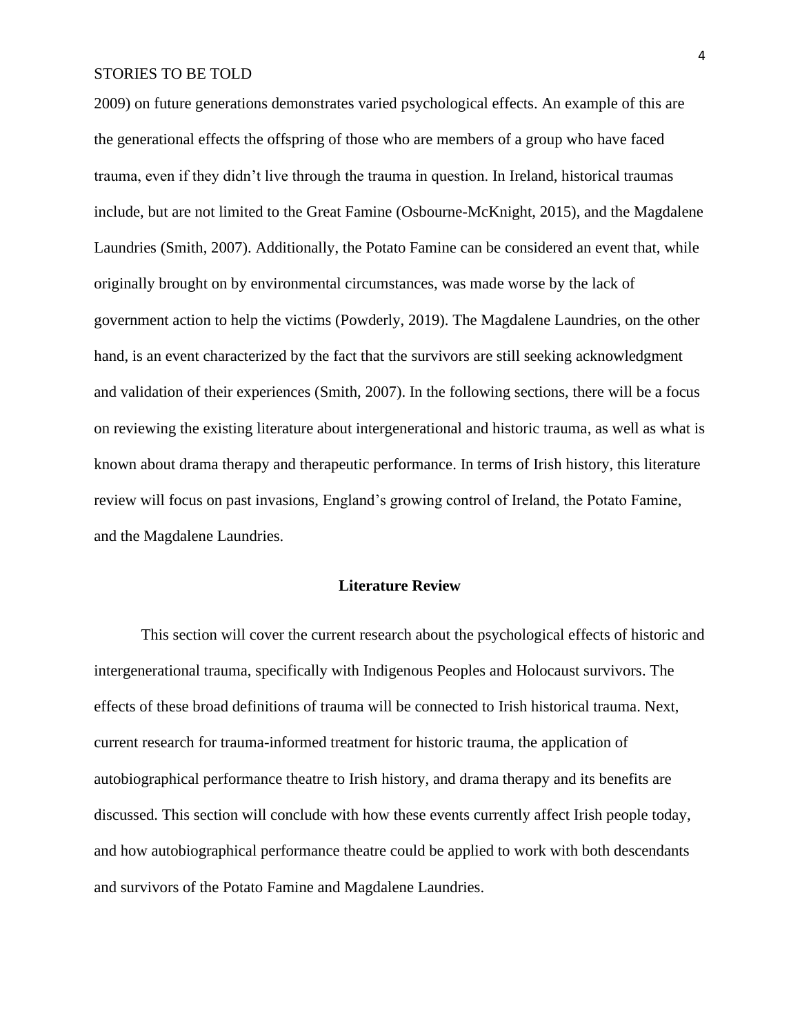2009) on future generations demonstrates varied psychological effects. An example of this are the generational effects the offspring of those who are members of a group who have faced trauma, even if they didn't live through the trauma in question. In Ireland, historical traumas include, but are not limited to the Great Famine (Osbourne-McKnight, 2015), and the Magdalene Laundries (Smith, 2007). Additionally, the Potato Famine can be considered an event that, while originally brought on by environmental circumstances, was made worse by the lack of government action to help the victims (Powderly, 2019). The Magdalene Laundries, on the other hand, is an event characterized by the fact that the survivors are still seeking acknowledgment and validation of their experiences (Smith, 2007). In the following sections, there will be a focus on reviewing the existing literature about intergenerational and historic trauma, as well as what is known about drama therapy and therapeutic performance. In terms of Irish history, this literature review will focus on past invasions, England's growing control of Ireland, the Potato Famine, and the Magdalene Laundries.

## Literature Review

This section will cover the current research about the psychological effects of historic and intergenerational trauma, specifically with Indigenous Peoples and Holocaust survivors. The effects of these broad definitions of trauma will be connected to Irish historical trauma. Next, current research for trauma-informed treatment for historic trauma, the application of autobiographical performance theatre to Irish history, and drama therapy and its benefits are discussed. This section will conclude with how these events currently affect Irish people today, and how autobiographical performance theatre could be applied to work with both descendants and survivors of the Potato Famine and Magdalene Laundries.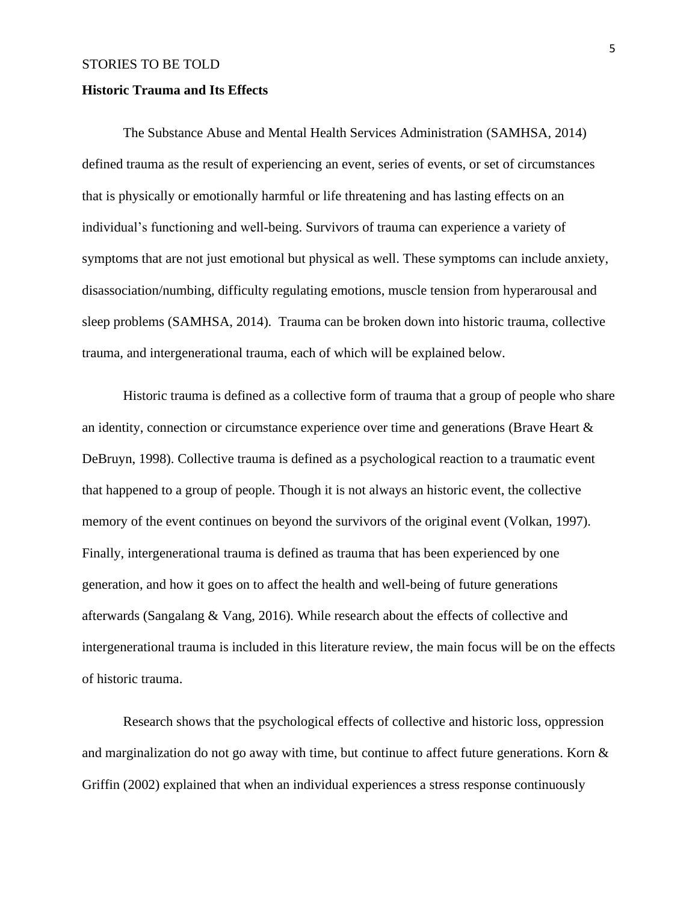## Historic Trauma and Its Effects

The Substance Abuse and Mental Health Services Administration (SAMHSA, 2014) defined trauma as the result of experiencing an event, series of events, or set of circumstances that is physically or emotionally harmful or life threatening and has lasting effects on an individual's functioning and well-being. Survivors of trauma can experience a variety of symptoms that are not just emotional but physical as well. These symptoms can include anxiety, disassociation/numbing, difficulty regulating emotions, muscle tension from hyperarousal and sleep problems (SAMHSA, 2014). Trauma can be broken down into historic trauma, collective trauma, and intergenerational trauma, each of which will be explained below.

Historic trauma is defined as a collective form of trauma that a group of people who share an identity, connection or circumstance experience over time and generations (Brave Heart & DeBruyn, 1998). Collective trauma is defined as a psychological reaction to a traumatic event that happened to a group of people. Though it is not always an historic event, the collective memory of the event continues on beyond the survivors of the original event (Volkan, 1997). Finally, intergenerational trauma is defined as trauma that has been experienced by one generation, and how it goes on to affect the health and well-being of future generations afterwards (Sangalang & Vang, 2016). While research about the effects of collective and intergenerational trauma is included in this literature review, the main focus will be on the effects of historic trauma.

Research shows that the psychological effects of collective and historic loss, oppression and marginalization do not go away with time, but continue to affect future generations. Korn & Griffin (2002) explained that when an individual experiences a stress response continuously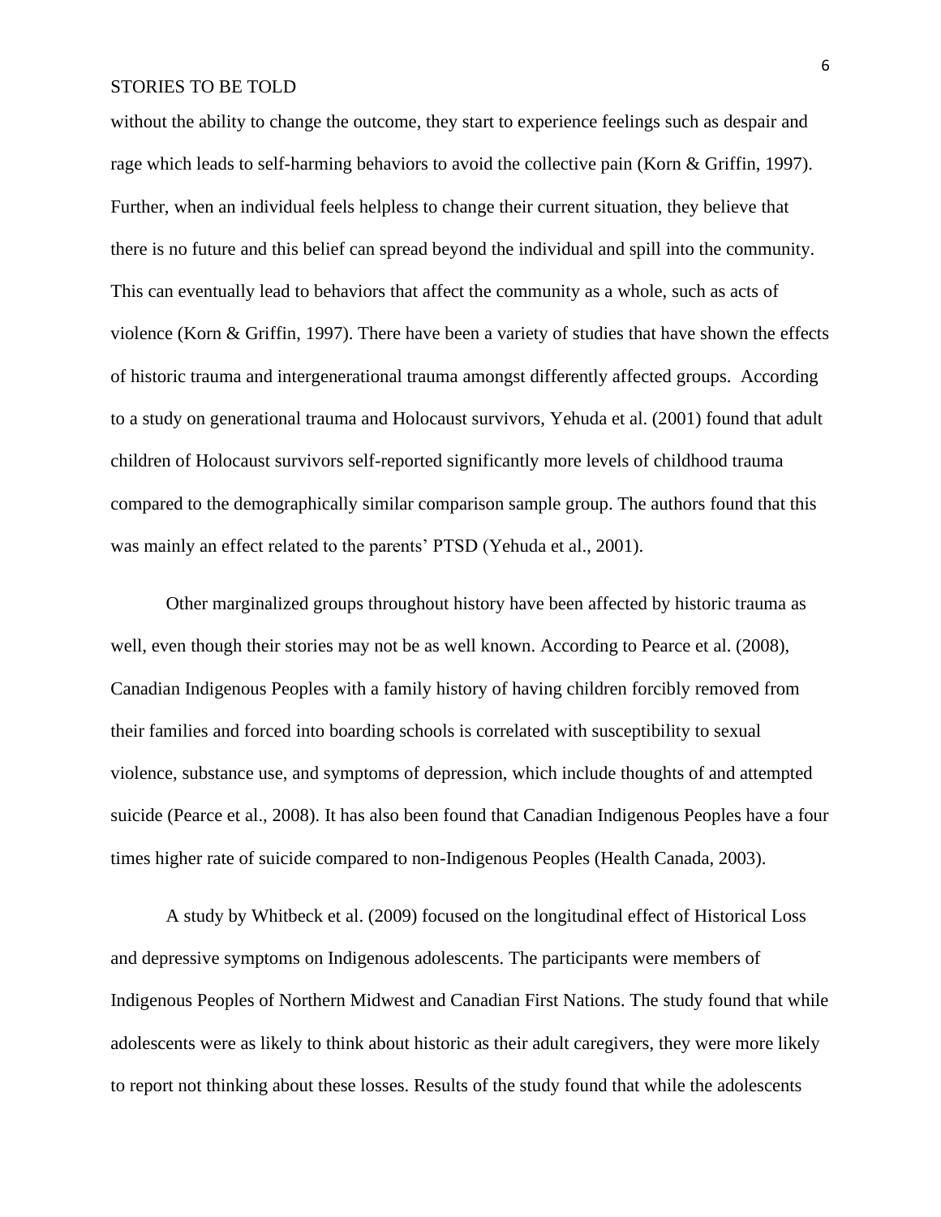without the ability to change the outcome, they start to experience feelings such as despair and rage which leads to self-harming behaviors to avoid the collective pain (Korn & Griffin, 1997). Further, when an individual feels helpless to change their current situation, they believe that there is no future and this belief can spread beyond the individual and spill into the community. This can eventually lead to behaviors that affect the community as a whole, such as acts of violence (Korn & Griffin, 1997). There have been a variety of studies that have shown the effects of historic trauma and intergenerational trauma amongst differently affected groups. According to a study on generational trauma and Holocaust survivors, Yehuda et al. (2001) found that adult children of Holocaust survivors self-reported significantly more levels of childhood trauma compared to the demographically similar comparison sample group. The authors found that this was mainly an effect related to the parents' PTSD (Yehuda et al., 2001).

Other marginalized groups throughout history have been affected by historic trauma as well, even though their stories may not be as well known. According to Pearce et al. (2008), Canadian Indigenous Peoples with a family history of having children forcibly removed from their families and forced into boarding schools is correlated with susceptibility to sexual violence, substance use, and symptoms of depression, which include thoughts of and attempted suicide (Pearce et al., 2008). It has also been found that Canadian Indigenous Peoples have a four times higher rate of suicide compared to non-Indigenous Peoples (Health Canada, 2003).

A study by Whitbeck et al. (2009) focused on the longitudinal effect of Historical Loss and depressive symptoms on Indigenous adolescents. The participants were members of Indigenous Peoples of Northern Midwest and Canadian First Nations. The study found that while adolescents were as likely to think about historic as their adult caregivers, they were more likely to report not thinking about these losses. Results of the study found that while the adolescents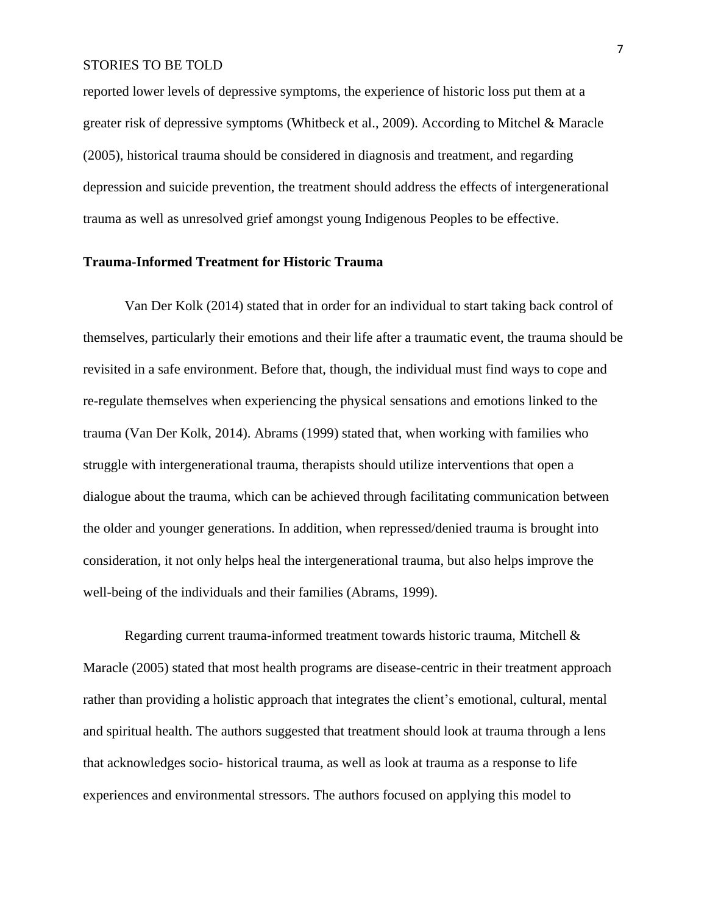reported lower levels of depressive symptoms, the experience of historic loss put them at a greater risk of depressive symptoms (Whitbeck et al., 2009). According to Mitchel & Maracle (2005), historical trauma should be considered in diagnosis and treatment, and regarding depression and suicide prevention, the treatment should address the effects of intergenerational trauma as well as unresolved grief amongst young Indigenous Peoples to be effective.

**Trauma-Informed Treatment for Historic Trauma**

Van Der Kolk (2014) stated that in order for an individual to start taking back control of themselves, particularly their emotions and their life after a traumatic event, the trauma should be revisited in a safe environment. Before that, though, the individual must find ways to cope and re-regulate themselves when experiencing the physical sensations and emotions linked to the trauma (Van Der Kolk, 2014). Abrams (1999) stated that, when working with families who struggle with intergenerational trauma, therapists should utilize interventions that open a dialogue about the trauma, which can be achieved through facilitating communication between the older and younger generations. In addition, when repressed/denied trauma is brought into consideration, it not only helps heal the intergenerational trauma, but also helps improve the well-being of the individuals and their families (Abrams, 1999).

Regarding current trauma-informed treatment towards historic trauma, Mitchell & Maracle (2005) stated that most health programs are disease-centric in their treatment approach rather than providing a holistic approach that integrates the client's emotional, cultural, mental and spiritual health. The authors suggested that treatment should look at trauma through a lens that acknowledges socio- historical trauma, as well as look at trauma as a response to life experiences and environmental stressors. The authors focused on applying this model to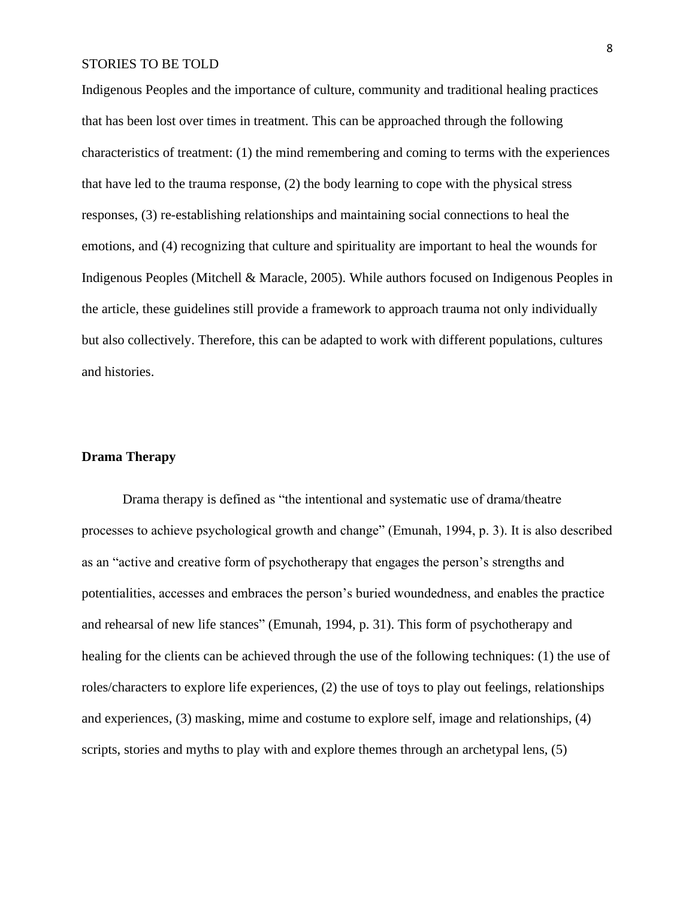Indigenous Peoples and the importance of culture, community and traditional healing practices that has been lost over times in treatment. This can be approached through the following characteristics of treatment: (1) the mind remembering and coming to terms with the experiences that have led to the trauma response, (2) the body learning to cope with the physical stress responses, (3) re-establishing relationships and maintaining social connections to heal the emotions, and (4) recognizing that culture and spirituality are important to heal the wounds for Indigenous Peoples (Mitchell & Maracle, 2005). While authors focused on Indigenous Peoples in the article, these guidelines still provide a framework to approach trauma not only individually but also collectively. Therefore, this can be adapted to work with different populations, cultures and histories.

## Drama Therapy

Drama therapy is defined as "the intentional and systematic use of drama/theatre processes to achieve psychological growth and change" (Emunah, 1994, p. 3). It is also described as an "active and creative form of psychotherapy that engages the person's strengths and potentialities, accesses and embraces the person's buried woundedness, and enables the practice and rehearsal of new life stances" (Emunah, 1994, p. 31). This form of psychotherapy and healing for the clients can be achieved through the use of the following techniques: (1) the use of roles/characters to explore life experiences, (2) the use of toys to play out feelings, relationships and experiences, (3) masking, mime and costume to explore self, image and relationships, (4) scripts, stories and myths to play with and explore themes through an archetypal lens, (5)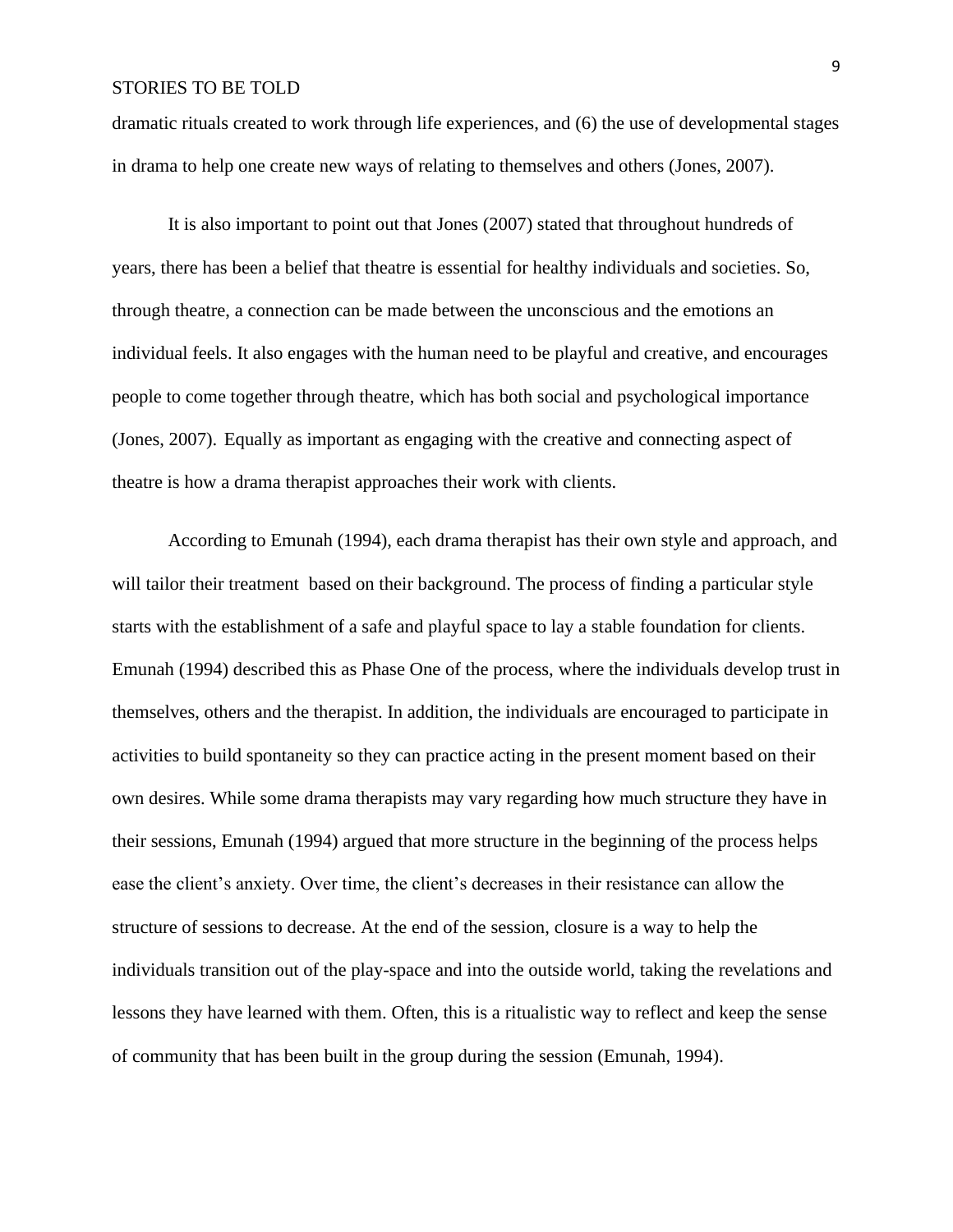dramatic rituals created to work through life experiences, and (6) the use of developmental stages in drama to help one create new ways of relating to themselves and others (Jones, 2007).

It is also important to point out that Jones (2007) stated that throughout hundreds of years, there has been a belief that theatre is essential for healthy individuals and societies. So, through theatre, a connection can be made between the unconscious and the emotions an individual feels. It also engages with the human need to be playful and creative, and encourages people to come together through theatre, which has both social and psychological importance (Jones, 2007). Equally as important as engaging with the creative and connecting aspect of theatre is how a drama therapist approaches their work with clients.

According to Emunah (1994), each drama therapist has their own style and approach, and will tailor their treatment based on their background. The process of finding a particular style starts with the establishment of a safe and playful space to lay a stable foundation for clients. Emunah (1994) described this as Phase One of the process, where the individuals develop trust in themselves, others and the therapist. In addition, the individuals are encouraged to participate in activities to build spontaneity so they can practice acting in the present moment based on their own desires. While some drama therapists may vary regarding how much structure they have in their sessions, Emunah (1994) argued that more structure in the beginning of the process helps ease the client's anxiety. Over time, the client's decreases in their resistance can allow the structure of sessions to decrease. At the end of the session, closure is a way to help the individuals transition out of the play-space and into the outside world, taking the revelations and lessons they have learned with them. Often, this is a ritualistic way to reflect and keep the sense of community that has been built in the group during the session (Emunah, 1994).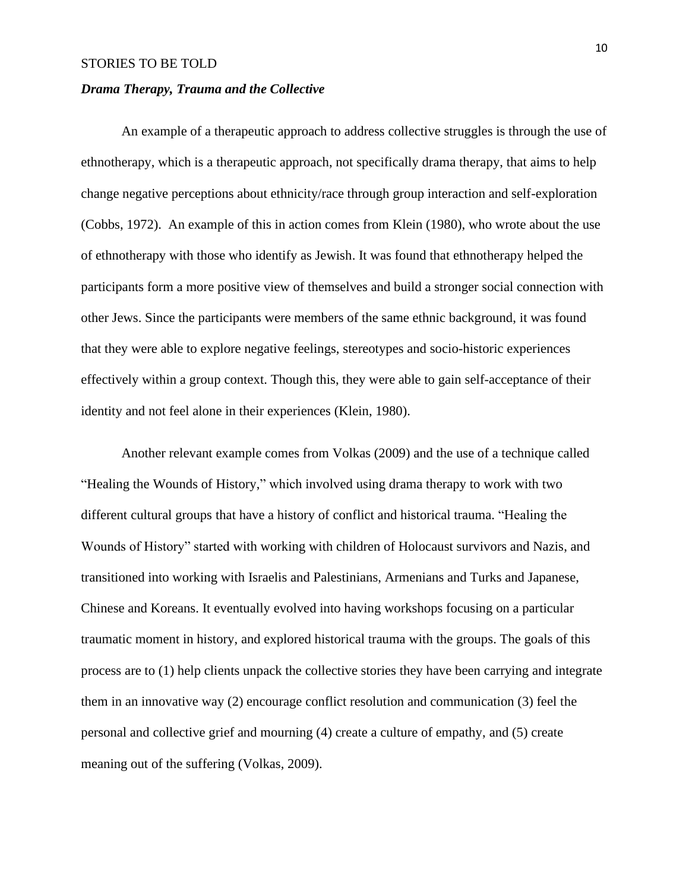***Drama Therapy, Trauma and the Collective***

An example of a therapeutic approach to address collective struggles is through the use of ethnotherapy, which is a therapeutic approach, not specifically drama therapy, that aims to help change negative perceptions about ethnicity/race through group interaction and self-exploration (Cobbs, 1972). An example of this in action comes from Klein (1980), who wrote about the use of ethnotherapy with those who identify as Jewish. It was found that ethnotherapy helped the participants form a more positive view of themselves and build a stronger social connection with other Jews. Since the participants were members of the same ethnic background, it was found that they were able to explore negative feelings, stereotypes and socio-historic experiences effectively within a group context. Though this, they were able to gain self-acceptance of their identity and not feel alone in their experiences (Klein, 1980).

Another relevant example comes from Volkas (2009) and the use of a technique called "Healing the Wounds of History," which involved using drama therapy to work with two different cultural groups that have a history of conflict and historical trauma. "Healing the Wounds of History" started with working with children of Holocaust survivors and Nazis, and transitioned into working with Israelis and Palestinians, Armenians and Turks and Japanese, Chinese and Koreans. It eventually evolved into having workshops focusing on a particular traumatic moment in history, and explored historical trauma with the groups. The goals of this process are to (1) help clients unpack the collective stories they have been carrying and integrate them in an innovative way (2) encourage conflict resolution and communication (3) feel the personal and collective grief and mourning (4) create a culture of empathy, and (5) create meaning out of the suffering (Volkas, 2009).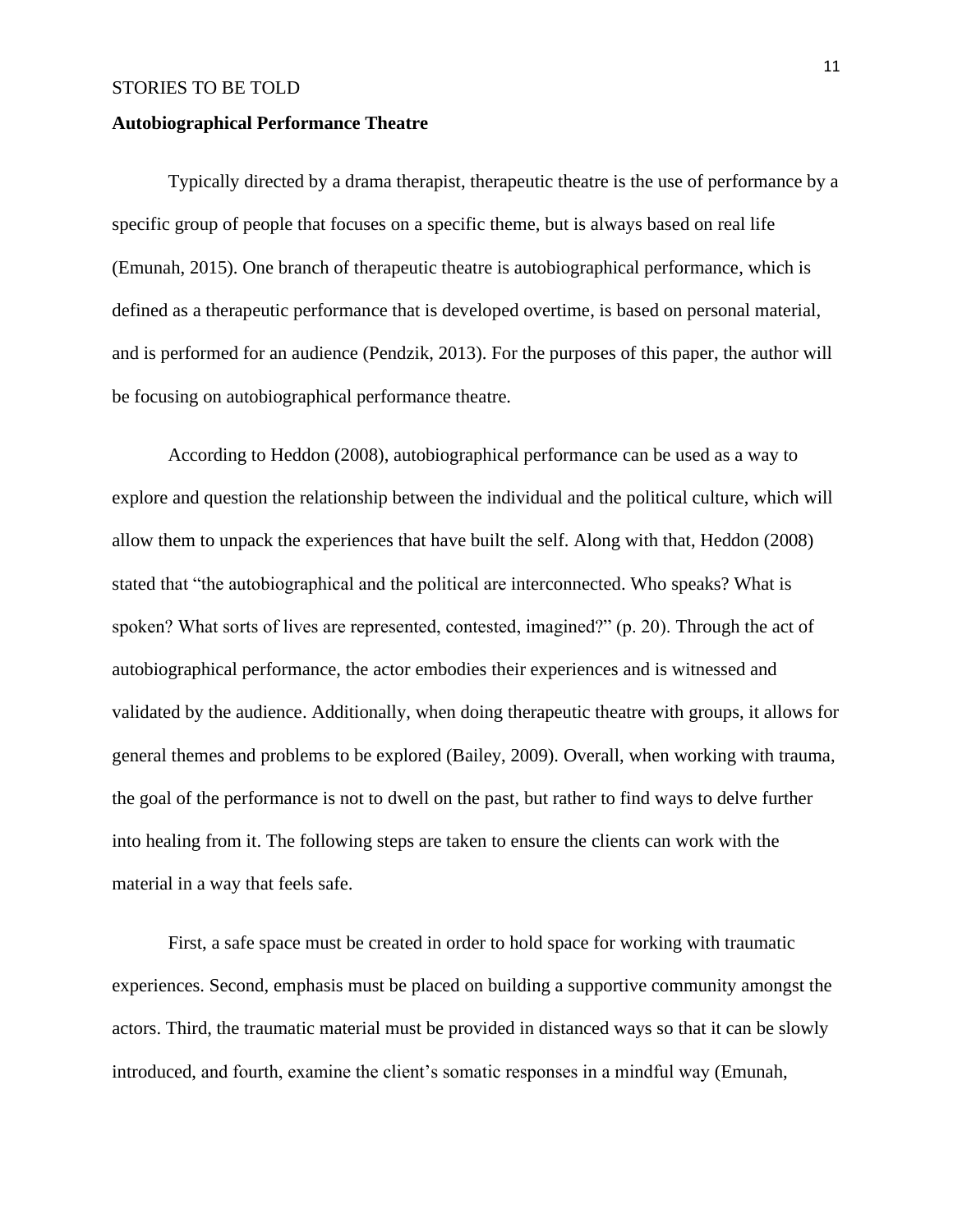## Autobiographical Performance Theatre

Typically directed by a drama therapist, therapeutic theatre is the use of performance by a specific group of people that focuses on a specific theme, but is always based on real life (Emunah, 2015). One branch of therapeutic theatre is autobiographical performance, which is defined as a therapeutic performance that is developed overtime, is based on personal material, and is performed for an audience (Pendzik, 2013). For the purposes of this paper, the author will be focusing on autobiographical performance theatre.

According to Heddon (2008), autobiographical performance can be used as a way to explore and question the relationship between the individual and the political culture, which will allow them to unpack the experiences that have built the self. Along with that, Heddon (2008) stated that "the autobiographical and the political are interconnected. Who speaks? What is spoken? What sorts of lives are represented, contested, imagined?" (p. 20). Through the act of autobiographical performance, the actor embodies their experiences and is witnessed and validated by the audience. Additionally, when doing therapeutic theatre with groups, it allows for general themes and problems to be explored (Bailey, 2009). Overall, when working with trauma, the goal of the performance is not to dwell on the past, but rather to find ways to delve further into healing from it. The following steps are taken to ensure the clients can work with the material in a way that feels safe.

First, a safe space must be created in order to hold space for working with traumatic experiences. Second, emphasis must be placed on building a supportive community amongst the actors. Third, the traumatic material must be provided in distanced ways so that it can be slowly introduced, and fourth, examine the client's somatic responses in a mindful way (Emunah,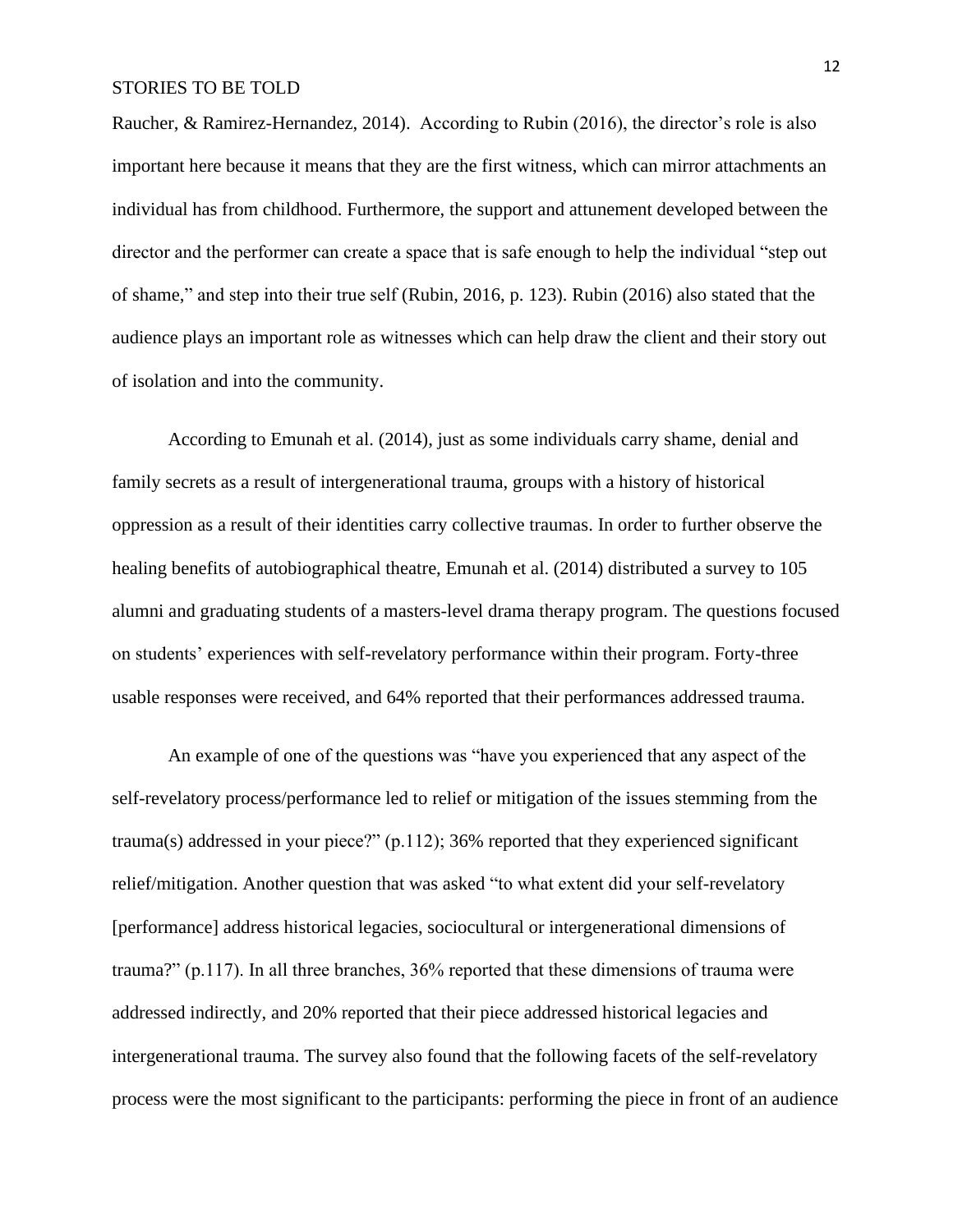Raucher, & Ramirez-Hernandez, 2014). According to Rubin (2016), the director's role is also important here because it means that they are the first witness, which can mirror attachments an individual has from childhood. Furthermore, the support and attunement developed between the director and the performer can create a space that is safe enough to help the individual "step out of shame," and step into their true self (Rubin, 2016, p. 123). Rubin (2016) also stated that the audience plays an important role as witnesses which can help draw the client and their story out of isolation and into the community.

According to Emunah et al. (2014), just as some individuals carry shame, denial and family secrets as a result of intergenerational trauma, groups with a history of historical oppression as a result of their identities carry collective traumas. In order to further observe the healing benefits of autobiographical theatre, Emunah et al. (2014) distributed a survey to 105 alumni and graduating students of a masters-level drama therapy program. The questions focused on students' experiences with self-revelatory performance within their program. Forty-three usable responses were received, and 64% reported that their performances addressed trauma.

An example of one of the questions was "have you experienced that any aspect of the self-revelatory process/performance led to relief or mitigation of the issues stemming from the trauma(s) addressed in your piece?" (p.112); 36% reported that they experienced significant relief/mitigation. Another question that was asked "to what extent did your self-revelatory [performance] address historical legacies, sociocultural or intergenerational dimensions of trauma?" (p.117). In all three branches, 36% reported that these dimensions of trauma were addressed indirectly, and 20% reported that their piece addressed historical legacies and intergenerational trauma. The survey also found that the following facets of the self-revelatory process were the most significant to the participants: performing the piece in front of an audience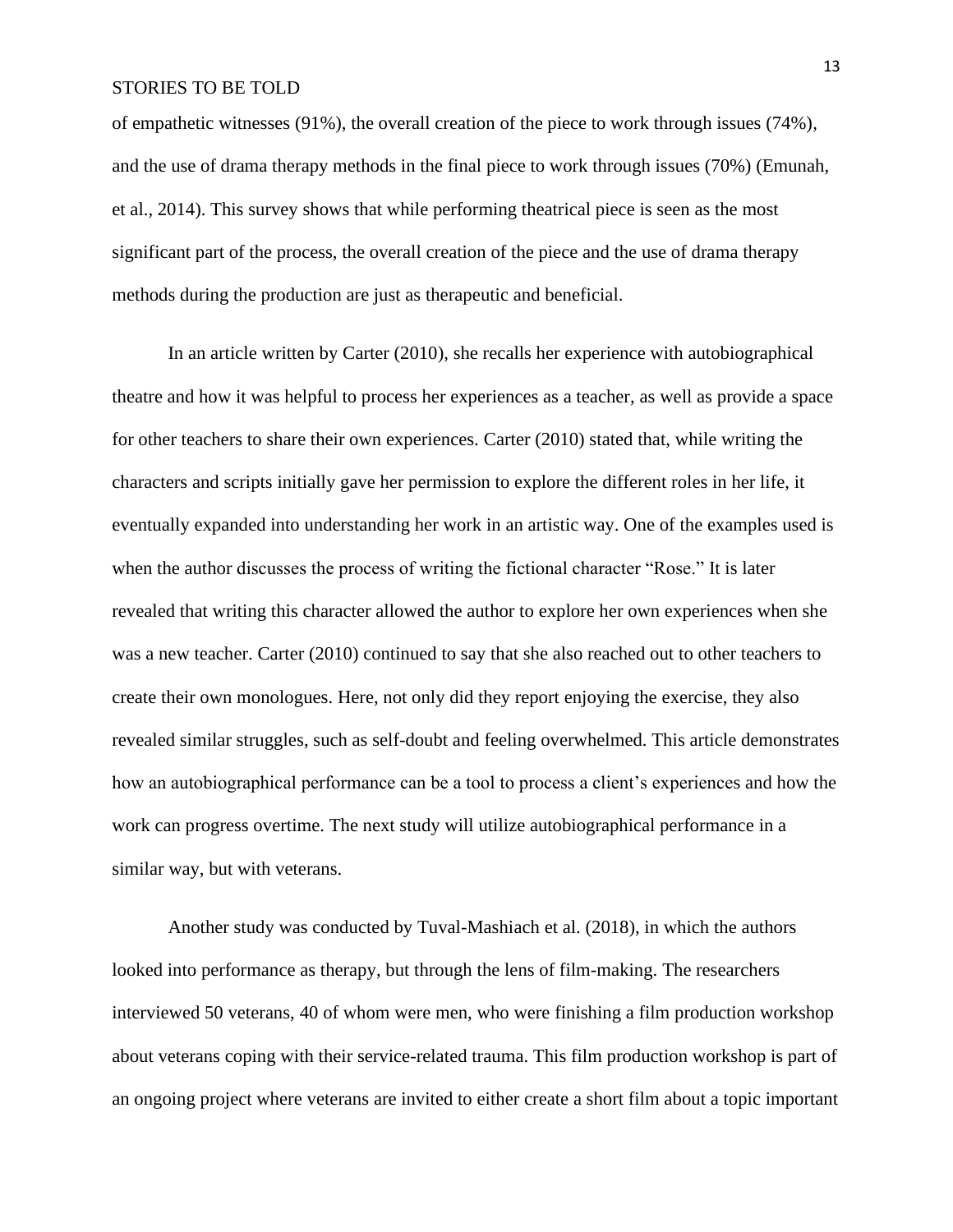of empathetic witnesses (91%), the overall creation of the piece to work through issues (74%), and the use of drama therapy methods in the final piece to work through issues (70%) (Emunah, et al., 2014). This survey shows that while performing theatrical piece is seen as the most significant part of the process, the overall creation of the piece and the use of drama therapy methods during the production are just as therapeutic and beneficial.

In an article written by Carter (2010), she recalls her experience with autobiographical theatre and how it was helpful to process her experiences as a teacher, as well as provide a space for other teachers to share their own experiences. Carter (2010) stated that, while writing the characters and scripts initially gave her permission to explore the different roles in her life, it eventually expanded into understanding her work in an artistic way. One of the examples used is when the author discusses the process of writing the fictional character "Rose." It is later revealed that writing this character allowed the author to explore her own experiences when she was a new teacher. Carter (2010) continued to say that she also reached out to other teachers to create their own monologues. Here, not only did they report enjoying the exercise, they also revealed similar struggles, such as self-doubt and feeling overwhelmed. This article demonstrates how an autobiographical performance can be a tool to process a client's experiences and how the work can progress overtime. The next study will utilize autobiographical performance in a similar way, but with veterans.

Another study was conducted by Tuval-Mashiach et al. (2018), in which the authors looked into performance as therapy, but through the lens of film-making. The researchers interviewed 50 veterans, 40 of whom were men, who were finishing a film production workshop about veterans coping with their service-related trauma. This film production workshop is part of an ongoing project where veterans are invited to either create a short film about a topic important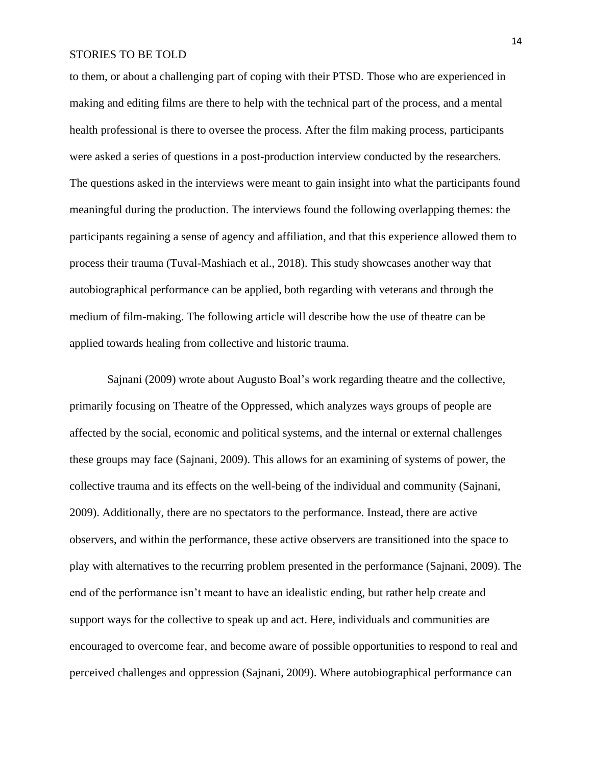to them, or about a challenging part of coping with their PTSD. Those who are experienced in making and editing films are there to help with the technical part of the process, and a mental health professional is there to oversee the process. After the film making process, participants were asked a series of questions in a post-production interview conducted by the researchers. The questions asked in the interviews were meant to gain insight into what the participants found meaningful during the production. The interviews found the following overlapping themes: the participants regaining a sense of agency and affiliation, and that this experience allowed them to process their trauma (Tuval-Mashiach et al., 2018). This study showcases another way that autobiographical performance can be applied, both regarding with veterans and through the medium of film-making. The following article will describe how the use of theatre can be applied towards healing from collective and historic trauma.

Sajnani (2009) wrote about Augusto Boal's work regarding theatre and the collective, primarily focusing on Theatre of the Oppressed, which analyzes ways groups of people are affected by the social, economic and political systems, and the internal or external challenges these groups may face (Sajnani, 2009). This allows for an examining of systems of power, the collective trauma and its effects on the well-being of the individual and community (Sajnani, 2009). Additionally, there are no spectators to the performance. Instead, there are active observers, and within the performance, these active observers are transitioned into the space to play with alternatives to the recurring problem presented in the performance (Sajnani, 2009). The end of the performance isn't meant to have an idealistic ending, but rather help create and support ways for the collective to speak up and act. Here, individuals and communities are encouraged to overcome fear, and become aware of possible opportunities to respond to real and perceived challenges and oppression (Sajnani, 2009). Where autobiographical performance can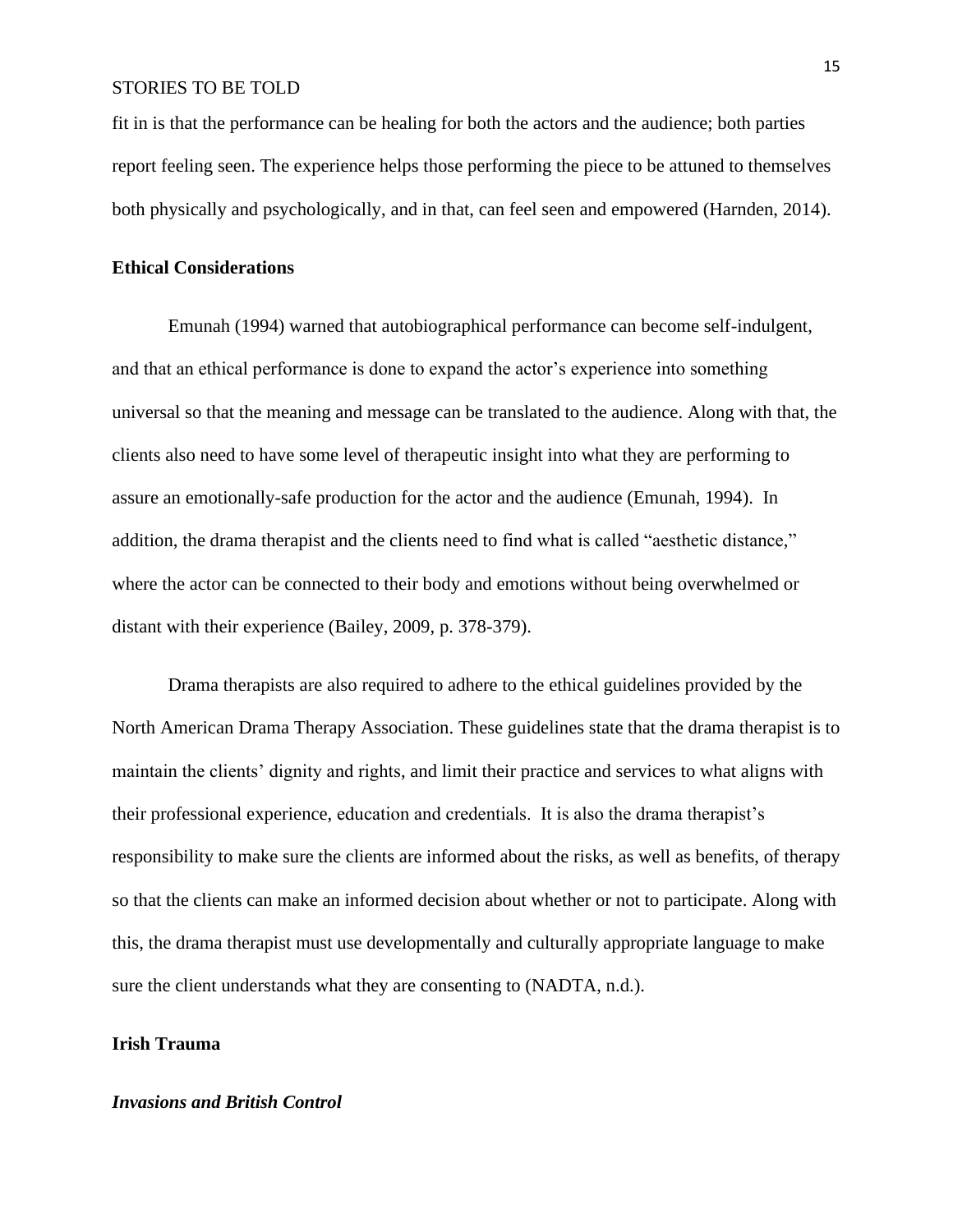fit in is that the performance can be healing for both the actors and the audience; both parties report feeling seen. The experience helps those performing the piece to be attuned to themselves both physically and psychologically, and in that, can feel seen and empowered (Harnden, 2014).

## Ethical Considerations

Emunah (1994) warned that autobiographical performance can become self-indulgent, and that an ethical performance is done to expand the actor's experience into something universal so that the meaning and message can be translated to the audience. Along with that, the clients also need to have some level of therapeutic insight into what they are performing to assure an emotionally-safe production for the actor and the audience (Emunah, 1994). In addition, the drama therapist and the clients need to find what is called "aesthetic distance," where the actor can be connected to their body and emotions without being overwhelmed or distant with their experience (Bailey, 2009, p. 378-379).

Drama therapists are also required to adhere to the ethical guidelines provided by the North American Drama Therapy Association. These guidelines state that the drama therapist is to maintain the clients' dignity and rights, and limit their practice and services to what aligns with their professional experience, education and credentials. It is also the drama therapist's responsibility to make sure the clients are informed about the risks, as well as benefits, of therapy so that the clients can make an informed decision about whether or not to participate. Along with this, the drama therapist must use developmentally and culturally appropriate language to make sure the client understands what they are consenting to (NADTA, n.d.).

## Irish Trauma

### *Invasions and British Control*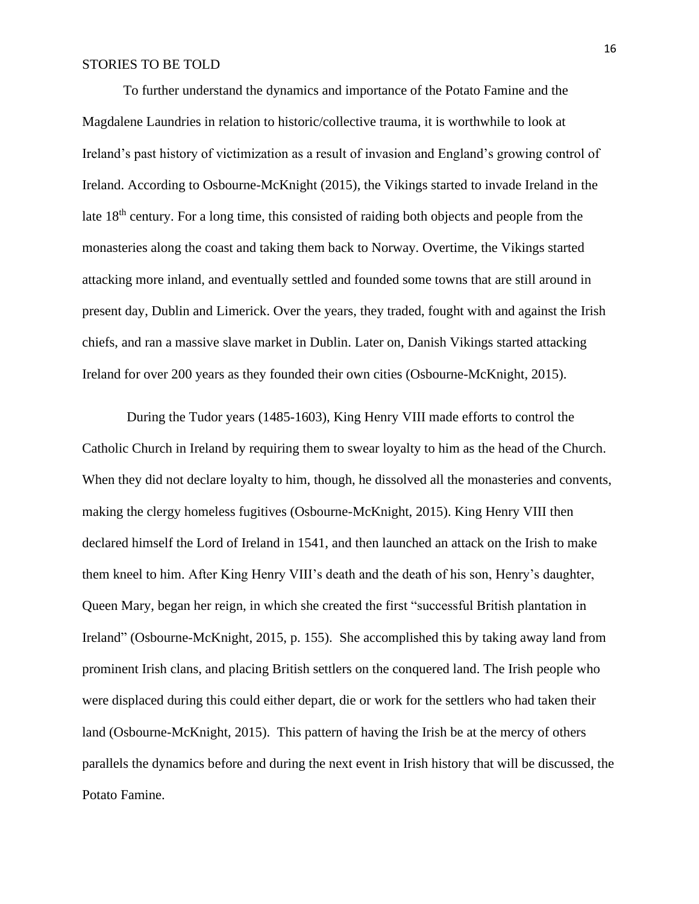To further understand the dynamics and importance of the Potato Famine and the Magdalene Laundries in relation to historic/collective trauma, it is worthwhile to look at Ireland's past history of victimization as a result of invasion and England's growing control of Ireland. According to Osbourne-McKnight (2015), the Vikings started to invade Ireland in the late 18th century. For a long time, this consisted of raiding both objects and people from the monasteries along the coast and taking them back to Norway. Overtime, the Vikings started attacking more inland, and eventually settled and founded some towns that are still around in present day, Dublin and Limerick. Over the years, they traded, fought with and against the Irish chiefs, and ran a massive slave market in Dublin. Later on, Danish Vikings started attacking Ireland for over 200 years as they founded their own cities (Osbourne-McKnight, 2015).

During the Tudor years (1485-1603), King Henry VIII made efforts to control the Catholic Church in Ireland by requiring them to swear loyalty to him as the head of the Church. When they did not declare loyalty to him, though, he dissolved all the monasteries and convents, making the clergy homeless fugitives (Osbourne-McKnight, 2015). King Henry VIII then declared himself the Lord of Ireland in 1541, and then launched an attack on the Irish to make them kneel to him. After King Henry VIII's death and the death of his son, Henry's daughter, Queen Mary, began her reign, in which she created the first "successful British plantation in Ireland" (Osbourne-McKnight, 2015, p. 155). She accomplished this by taking away land from prominent Irish clans, and placing British settlers on the conquered land. The Irish people who were displaced during this could either depart, die or work for the settlers who had taken their land (Osbourne-McKnight, 2015). This pattern of having the Irish be at the mercy of others parallels the dynamics before and during the next event in Irish history that will be discussed, the Potato Famine.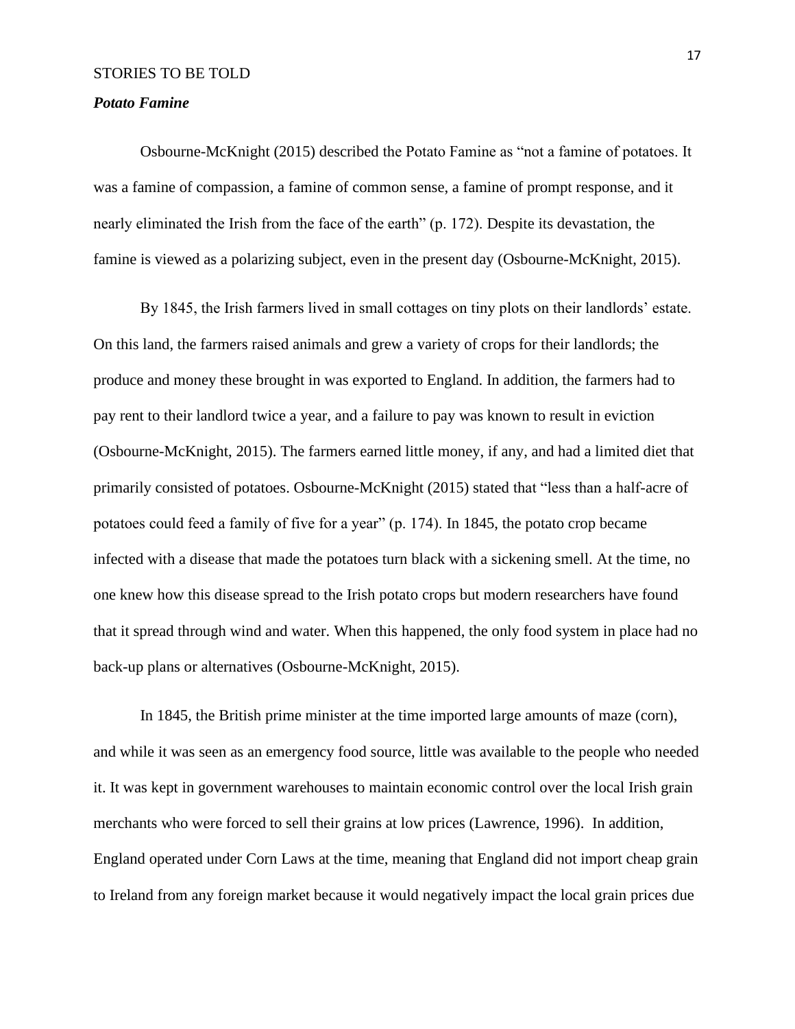### *Potato Famine*

Osbourne-McKnight (2015) described the Potato Famine as “not a famine of potatoes. It was a famine of compassion, a famine of common sense, a famine of prompt response, and it nearly eliminated the Irish from the face of the earth” (p. 172). Despite its devastation, the famine is viewed as a polarizing subject, even in the present day (Osbourne-McKnight, 2015).

By 1845, the Irish farmers lived in small cottages on tiny plots on their landlords’ estate. On this land, the farmers raised animals and grew a variety of crops for their landlords; the produce and money these brought in was exported to England. In addition, the farmers had to pay rent to their landlord twice a year, and a failure to pay was known to result in eviction (Osbourne-McKnight, 2015). The farmers earned little money, if any, and had a limited diet that primarily consisted of potatoes. Osbourne-McKnight (2015) stated that “less than a half-acre of potatoes could feed a family of five for a year” (p. 174). In 1845, the potato crop became infected with a disease that made the potatoes turn black with a sickening smell. At the time, no one knew how this disease spread to the Irish potato crops but modern researchers have found that it spread through wind and water. When this happened, the only food system in place had no back-up plans or alternatives (Osbourne-McKnight, 2015).

In 1845, the British prime minister at the time imported large amounts of maze (corn), and while it was seen as an emergency food source, little was available to the people who needed it. It was kept in government warehouses to maintain economic control over the local Irish grain merchants who were forced to sell their grains at low prices (Lawrence, 1996). In addition, England operated under Corn Laws at the time, meaning that England did not import cheap grain to Ireland from any foreign market because it would negatively impact the local grain prices due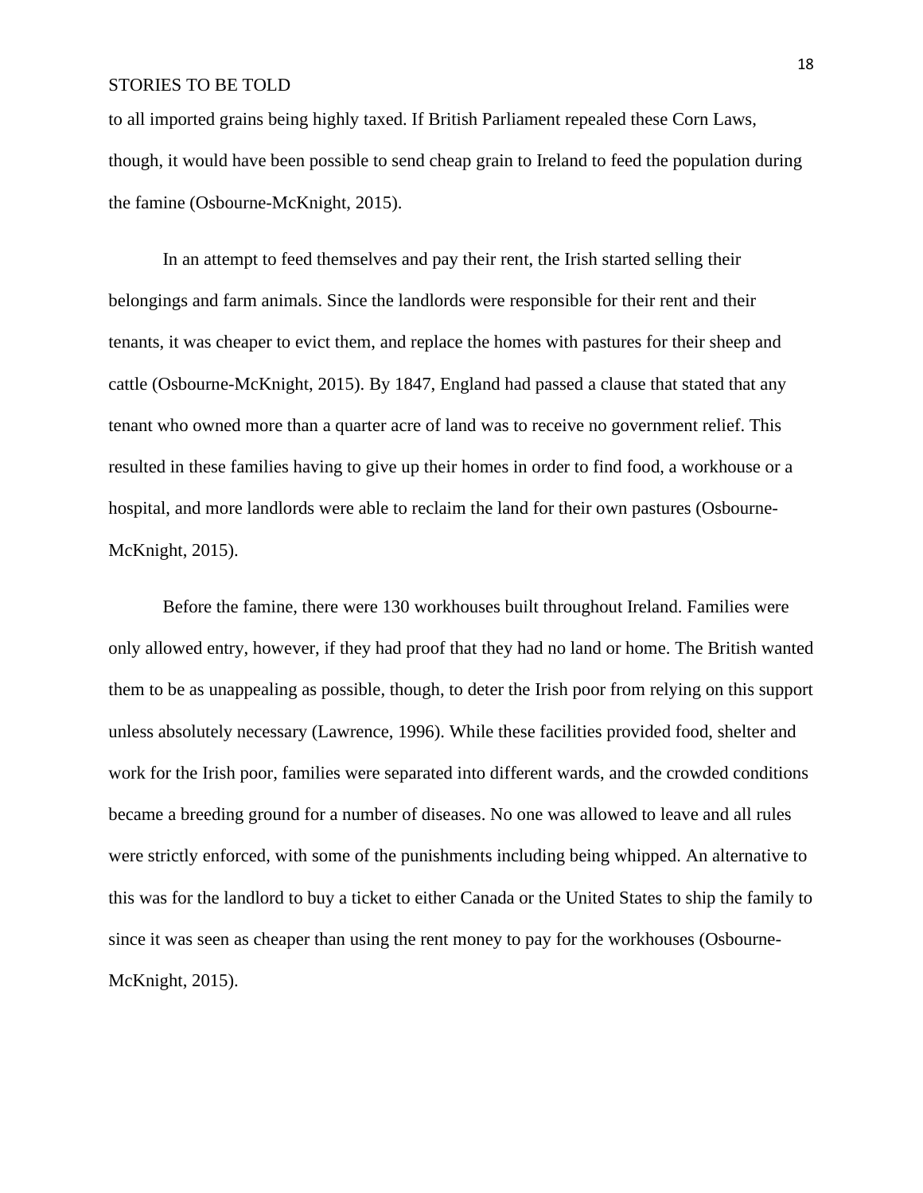to all imported grains being highly taxed. If British Parliament repealed these Corn Laws, though, it would have been possible to send cheap grain to Ireland to feed the population during the famine (Osbourne-McKnight, 2015).

In an attempt to feed themselves and pay their rent, the Irish started selling their belongings and farm animals. Since the landlords were responsible for their rent and their tenants, it was cheaper to evict them, and replace the homes with pastures for their sheep and cattle (Osbourne-McKnight, 2015). By 1847, England had passed a clause that stated that any tenant who owned more than a quarter acre of land was to receive no government relief. This resulted in these families having to give up their homes in order to find food, a workhouse or a hospital, and more landlords were able to reclaim the land for their own pastures (Osbourne-McKnight, 2015).

Before the famine, there were 130 workhouses built throughout Ireland. Families were only allowed entry, however, if they had proof that they had no land or home. The British wanted them to be as unappealing as possible, though, to deter the Irish poor from relying on this support unless absolutely necessary (Lawrence, 1996). While these facilities provided food, shelter and work for the Irish poor, families were separated into different wards, and the crowded conditions became a breeding ground for a number of diseases. No one was allowed to leave and all rules were strictly enforced, with some of the punishments including being whipped. An alternative to this was for the landlord to buy a ticket to either Canada or the United States to ship the family to since it was seen as cheaper than using the rent money to pay for the workhouses (Osbourne-McKnight, 2015).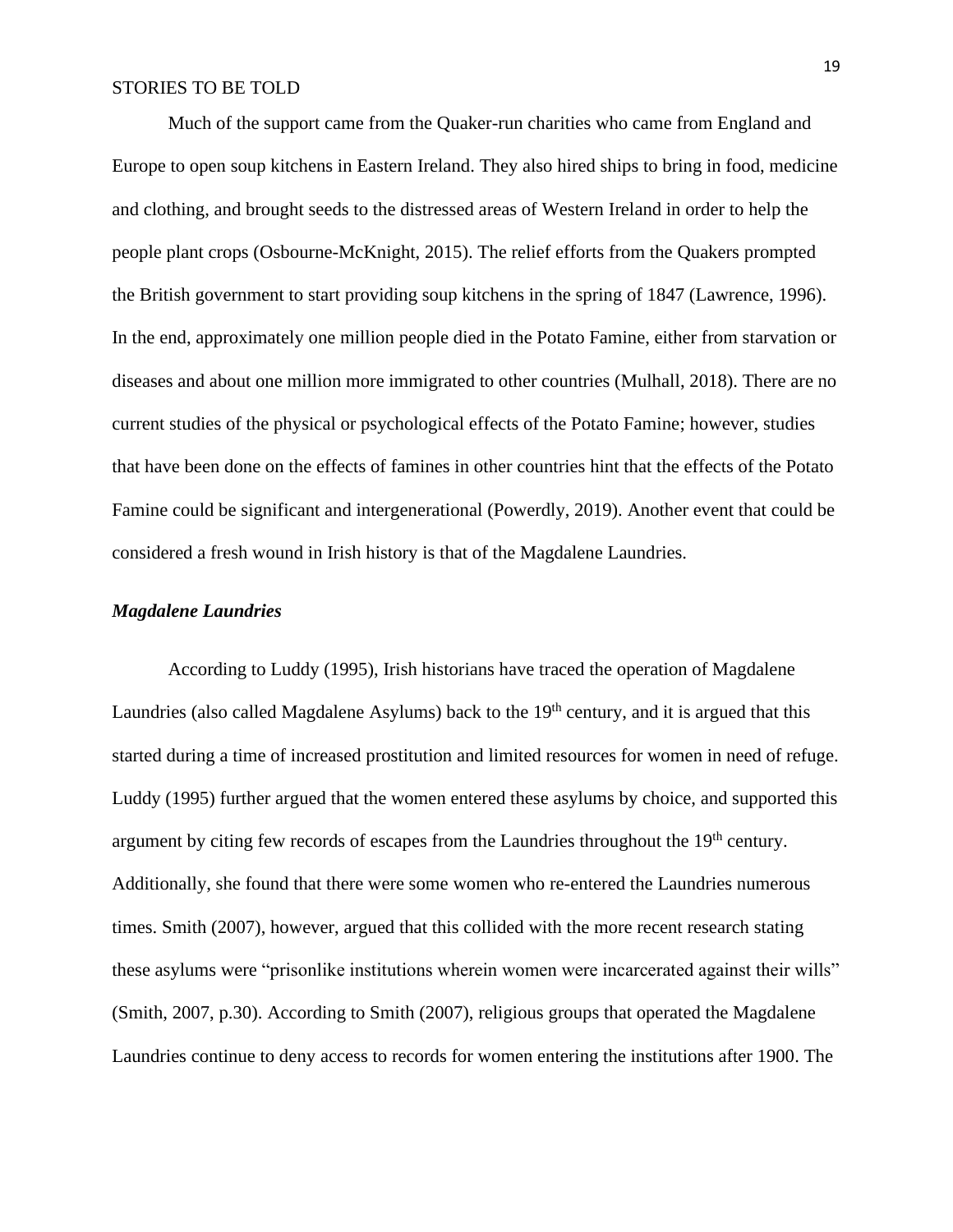Much of the support came from the Quaker-run charities who came from England and Europe to open soup kitchens in Eastern Ireland. They also hired ships to bring in food, medicine and clothing, and brought seeds to the distressed areas of Western Ireland in order to help the people plant crops (Osbourne-McKnight, 2015). The relief efforts from the Quakers prompted the British government to start providing soup kitchens in the spring of 1847 (Lawrence, 1996). In the end, approximately one million people died in the Potato Famine, either from starvation or diseases and about one million more immigrated to other countries (Mulhall, 2018). There are no current studies of the physical or psychological effects of the Potato Famine; however, studies that have been done on the effects of famines in other countries hint that the effects of the Potato Famine could be significant and intergenerational (Powerdly, 2019). Another event that could be considered a fresh wound in Irish history is that of the Magdalene Laundries.

### *Magdalene Laundries*

According to Luddy (1995), Irish historians have traced the operation of Magdalene Laundries (also called Magdalene Asylums) back to the 19th century, and it is argued that this started during a time of increased prostitution and limited resources for women in need of refuge. Luddy (1995) further argued that the women entered these asylums by choice, and supported this argument by citing few records of escapes from the Laundries throughout the 19th century. Additionally, she found that there were some women who re-entered the Laundries numerous times. Smith (2007), however, argued that this collided with the more recent research stating these asylums were "prisonlike institutions wherein women were incarcerated against their wills" (Smith, 2007, p.30). According to Smith (2007), religious groups that operated the Magdalene Laundries continue to deny access to records for women entering the institutions after 1900. The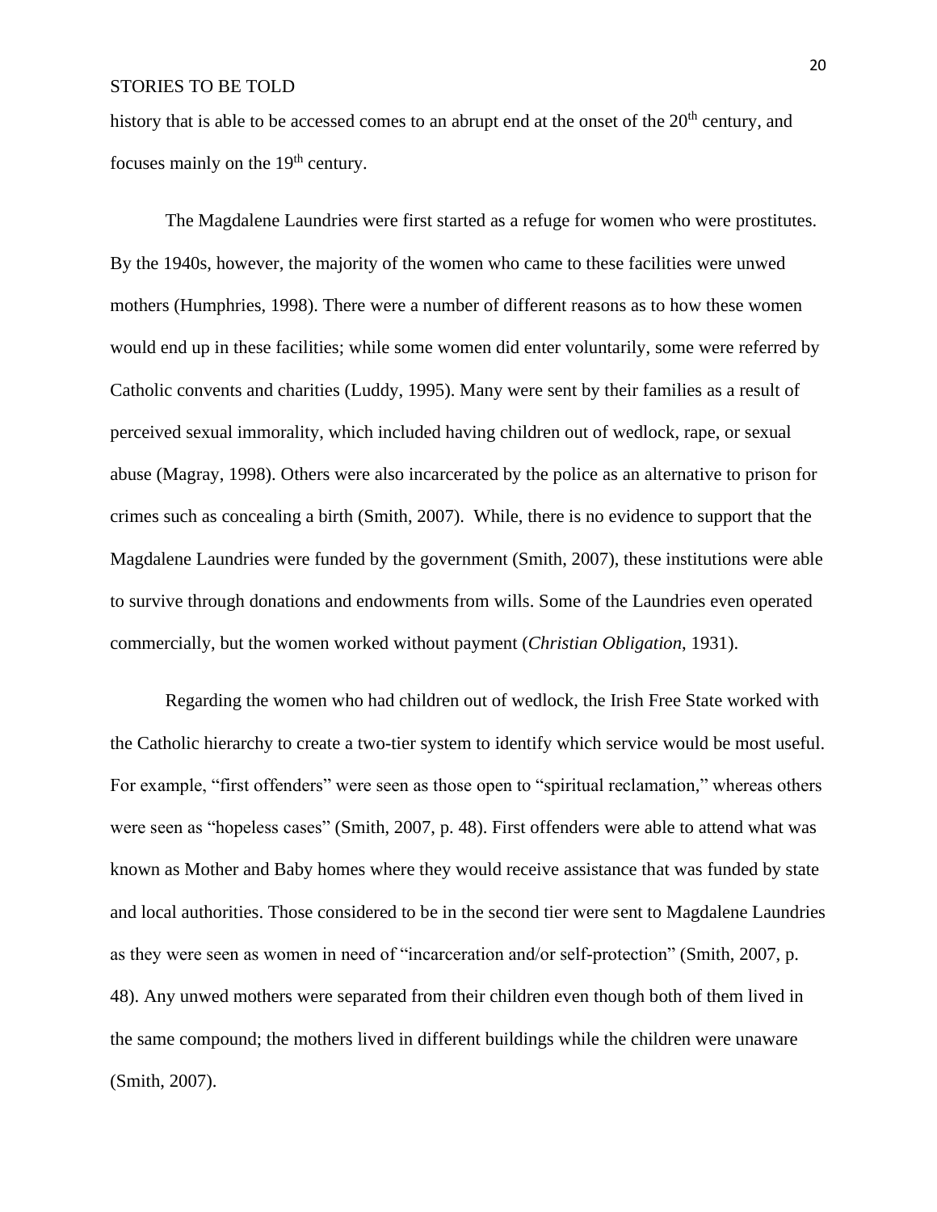history that is able to be accessed comes to an abrupt end at the onset of the 20th century, and focuses mainly on the 19th century.

The Magdalene Laundries were first started as a refuge for women who were prostitutes. By the 1940s, however, the majority of the women who came to these facilities were unwed mothers (Humphries, 1998). There were a number of different reasons as to how these women would end up in these facilities; while some women did enter voluntarily, some were referred by Catholic convents and charities (Luddy, 1995). Many were sent by their families as a result of perceived sexual immorality, which included having children out of wedlock, rape, or sexual abuse (Magray, 1998). Others were also incarcerated by the police as an alternative to prison for crimes such as concealing a birth (Smith, 2007). While, there is no evidence to support that the Magdalene Laundries were funded by the government (Smith, 2007), these institutions were able to survive through donations and endowments from wills. Some of the Laundries even operated commercially, but the women worked without payment (*Christian Obligation*, 1931).

Regarding the women who had children out of wedlock, the Irish Free State worked with the Catholic hierarchy to create a two-tier system to identify which service would be most useful. For example, "first offenders" were seen as those open to "spiritual reclamation," whereas others were seen as "hopeless cases" (Smith, 2007, p. 48). First offenders were able to attend what was known as Mother and Baby homes where they would receive assistance that was funded by state and local authorities. Those considered to be in the second tier were sent to Magdalene Laundries as they were seen as women in need of "incarceration and/or self-protection" (Smith, 2007, p. 48). Any unwed mothers were separated from their children even though both of them lived in the same compound; the mothers lived in different buildings while the children were unaware (Smith, 2007).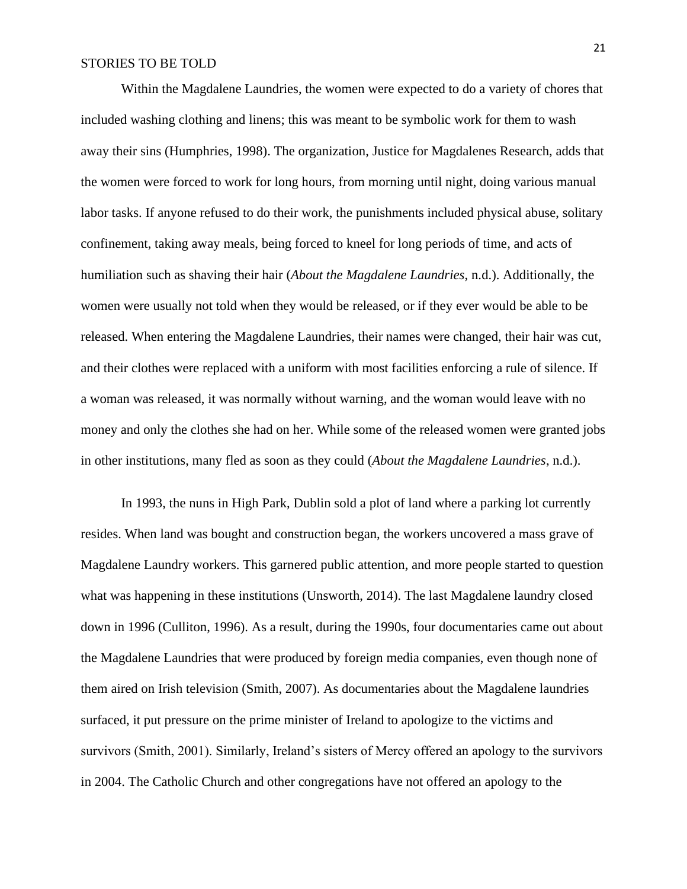Within the Magdalene Laundries, the women were expected to do a variety of chores that included washing clothing and linens; this was meant to be symbolic work for them to wash away their sins (Humphries, 1998). The organization, Justice for Magdalenes Research, adds that the women were forced to work for long hours, from morning until night, doing various manual labor tasks. If anyone refused to do their work, the punishments included physical abuse, solitary confinement, taking away meals, being forced to kneel for long periods of time, and acts of humiliation such as shaving their hair (*About the Magdalene Laundries*, n.d.). Additionally, the women were usually not told when they would be released, or if they ever would be able to be released. When entering the Magdalene Laundries, their names were changed, their hair was cut, and their clothes were replaced with a uniform with most facilities enforcing a rule of silence. If a woman was released, it was normally without warning, and the woman would leave with no money and only the clothes she had on her. While some of the released women were granted jobs in other institutions, many fled as soon as they could (*About the Magdalene Laundries*, n.d.).

In 1993, the nuns in High Park, Dublin sold a plot of land where a parking lot currently resides. When land was bought and construction began, the workers uncovered a mass grave of Magdalene Laundry workers. This garnered public attention, and more people started to question what was happening in these institutions (Unsworth, 2014). The last Magdalene laundry closed down in 1996 (Culliton, 1996). As a result, during the 1990s, four documentaries came out about the Magdalene Laundries that were produced by foreign media companies, even though none of them aired on Irish television (Smith, 2007). As documentaries about the Magdalene laundries surfaced, it put pressure on the prime minister of Ireland to apologize to the victims and survivors (Smith, 2001). Similarly, Ireland's sisters of Mercy offered an apology to the survivors in 2004. The Catholic Church and other congregations have not offered an apology to the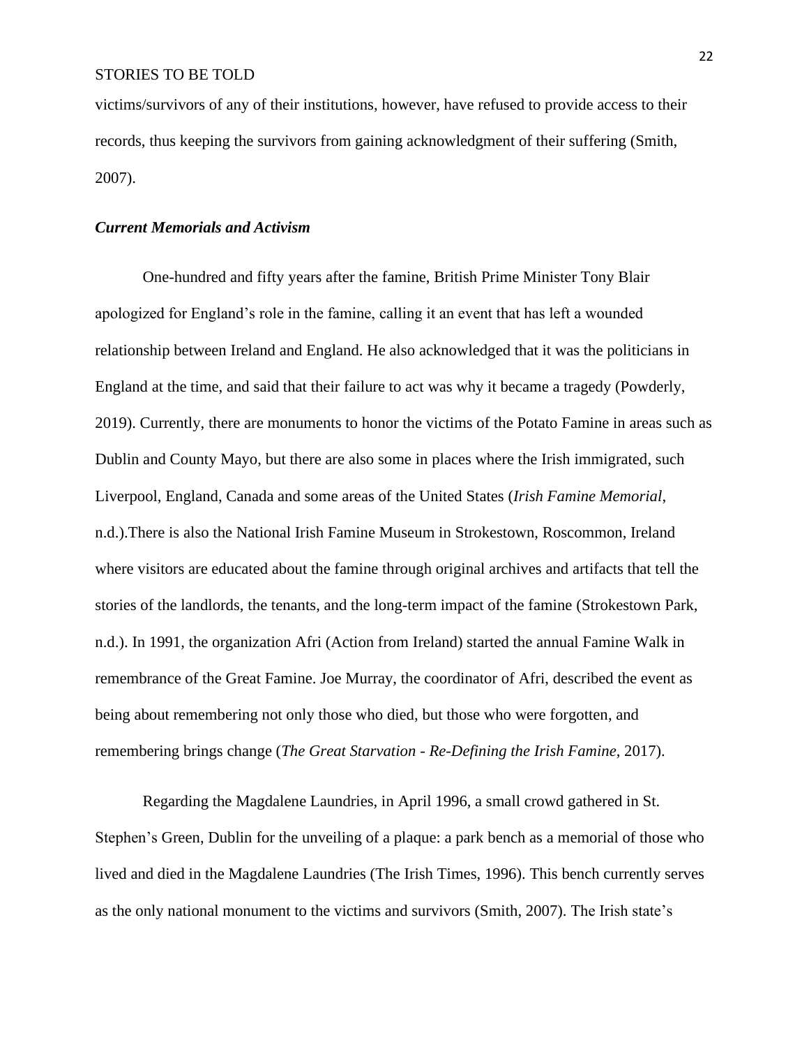victims/survivors of any of their institutions, however, have refused to provide access to their records, thus keeping the survivors from gaining acknowledgment of their suffering (Smith, 2007).

### *Current Memorials and Activism*

One-hundred and fifty years after the famine, British Prime Minister Tony Blair apologized for England's role in the famine, calling it an event that has left a wounded relationship between Ireland and England. He also acknowledged that it was the politicians in England at the time, and said that their failure to act was why it became a tragedy (Powderly, 2019). Currently, there are monuments to honor the victims of the Potato Famine in areas such as Dublin and County Mayo, but there are also some in places where the Irish immigrated, such Liverpool, England, Canada and some areas of the United States (*Irish Famine Memorial*, n.d.).There is also the National Irish Famine Museum in Strokestown, Roscommon, Ireland where visitors are educated about the famine through original archives and artifacts that tell the stories of the landlords, the tenants, and the long-term impact of the famine (Strokestown Park, n.d.). In 1991, the organization Afri (Action from Ireland) started the annual Famine Walk in remembrance of the Great Famine. Joe Murray, the coordinator of Afri, described the event as being about remembering not only those who died, but those who were forgotten, and remembering brings change (*The Great Starvation - Re-Defining the Irish Famine*, 2017).

Regarding the Magdalene Laundries, in April 1996, a small crowd gathered in St. Stephen's Green, Dublin for the unveiling of a plaque: a park bench as a memorial of those who lived and died in the Magdalene Laundries (The Irish Times, 1996). This bench currently serves as the only national monument to the victims and survivors (Smith, 2007). The Irish state's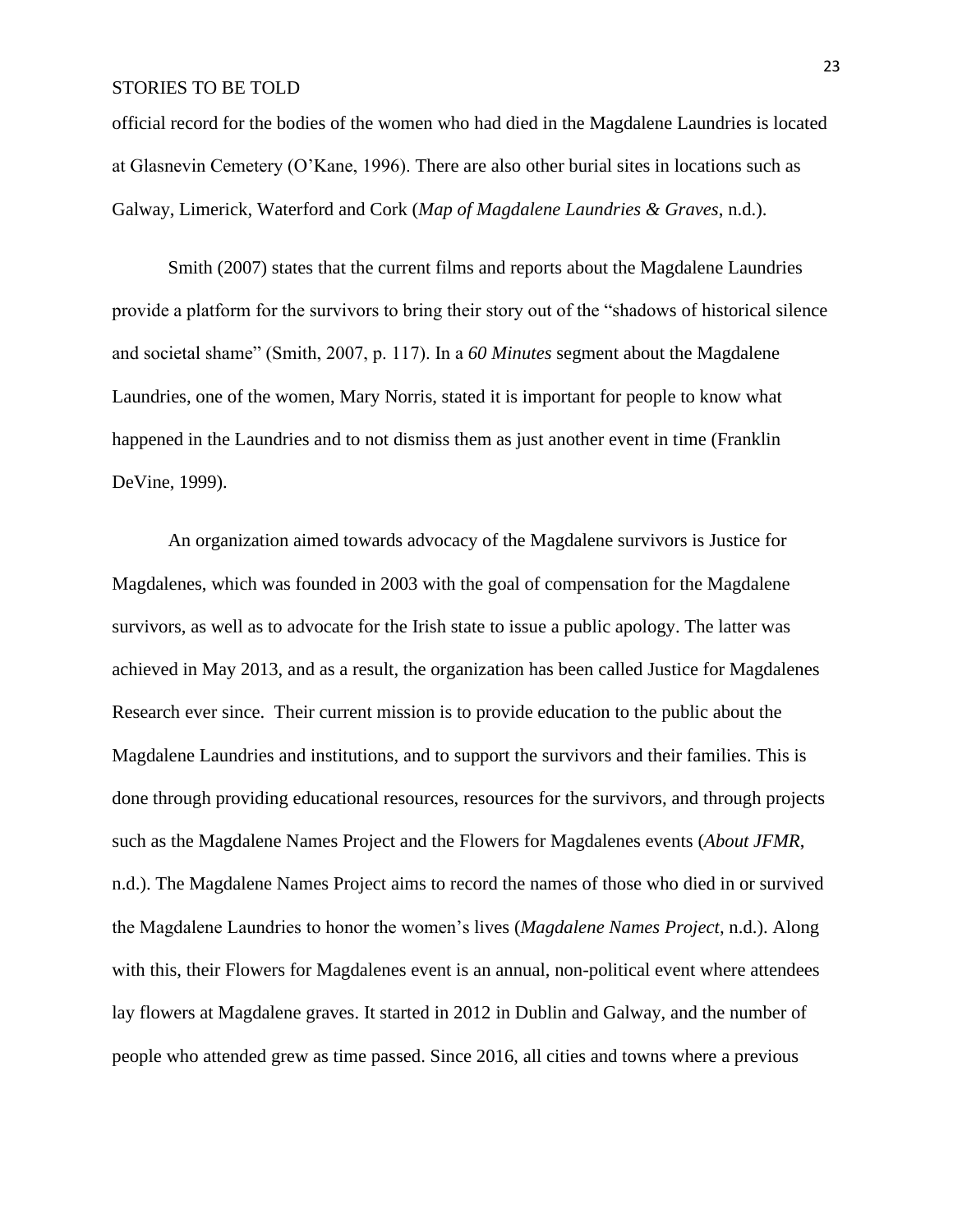official record for the bodies of the women who had died in the Magdalene Laundries is located at Glasnevin Cemetery (O'Kane, 1996). There are also other burial sites in locations such as Galway, Limerick, Waterford and Cork (*Map of Magdalene Laundries & Graves*, n.d.).

Smith (2007) states that the current films and reports about the Magdalene Laundries provide a platform for the survivors to bring their story out of the "shadows of historical silence and societal shame" (Smith, 2007, p. 117). In a *60 Minutes* segment about the Magdalene Laundries, one of the women, Mary Norris, stated it is important for people to know what happened in the Laundries and to not dismiss them as just another event in time (Franklin DeVine, 1999).

An organization aimed towards advocacy of the Magdalene survivors is Justice for Magdalenes, which was founded in 2003 with the goal of compensation for the Magdalene survivors, as well as to advocate for the Irish state to issue a public apology. The latter was achieved in May 2013, and as a result, the organization has been called Justice for Magdalenes Research ever since. Their current mission is to provide education to the public about the Magdalene Laundries and institutions, and to support the survivors and their families. This is done through providing educational resources, resources for the survivors, and through projects such as the Magdalene Names Project and the Flowers for Magdalenes events (*About JFMR*, n.d.). The Magdalene Names Project aims to record the names of those who died in or survived the Magdalene Laundries to honor the women's lives (*Magdalene Names Project*, n.d.). Along with this, their Flowers for Magdalenes event is an annual, non-political event where attendees lay flowers at Magdalene graves. It started in 2012 in Dublin and Galway, and the number of people who attended grew as time passed. Since 2016, all cities and towns where a previous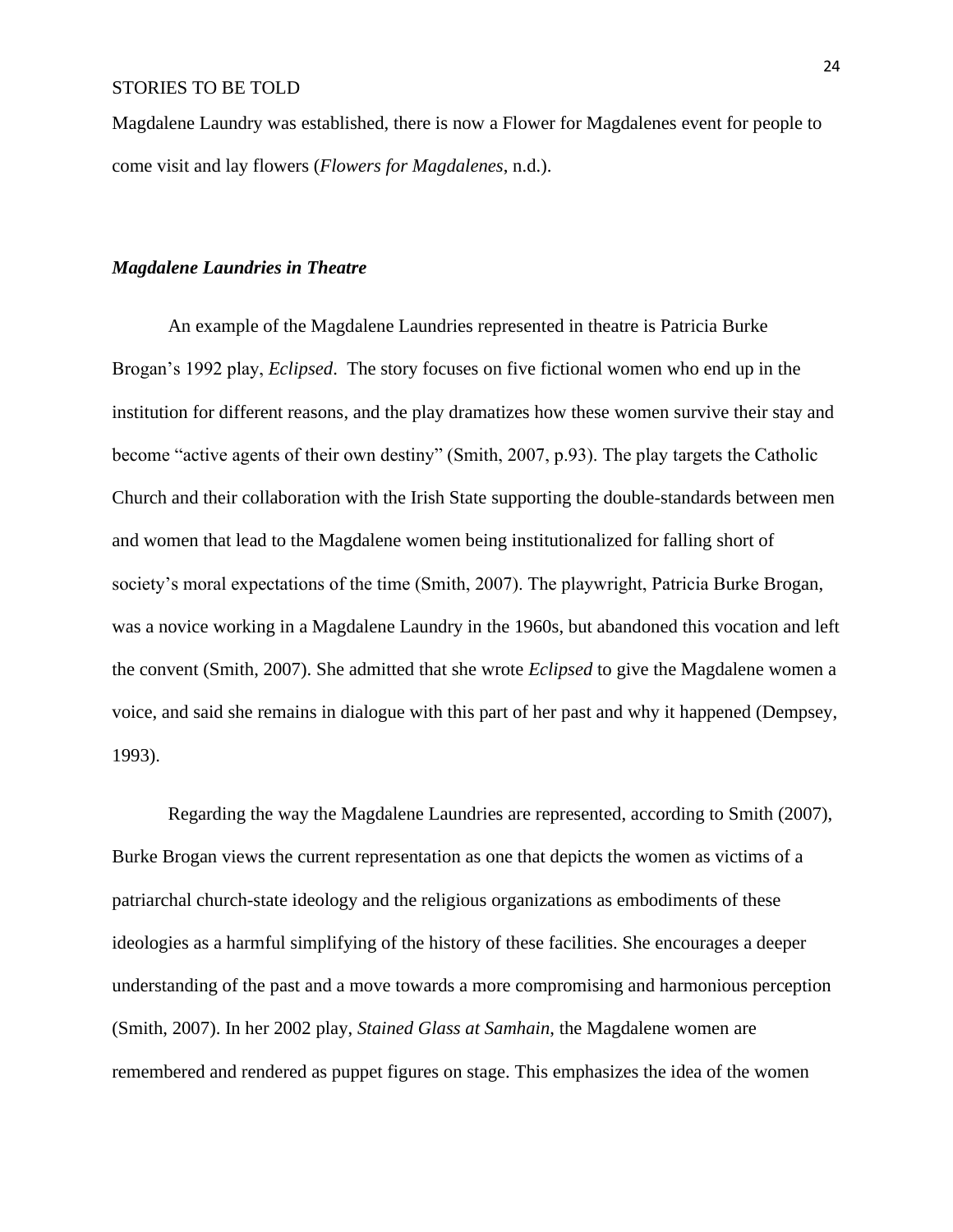Magdalene Laundry was established, there is now a Flower for Magdalenes event for people to come visit and lay flowers (*Flowers for Magdalenes*, n.d.).

### ***Magdalene Laundries in Theatre***

An example of the Magdalene Laundries represented in theatre is Patricia Burke Brogan's 1992 play, *Eclipsed*. The story focuses on five fictional women who end up in the institution for different reasons, and the play dramatizes how these women survive their stay and become "active agents of their own destiny" (Smith, 2007, p.93). The play targets the Catholic Church and their collaboration with the Irish State supporting the double-standards between men and women that lead to the Magdalene women being institutionalized for falling short of society's moral expectations of the time (Smith, 2007). The playwright, Patricia Burke Brogan, was a novice working in a Magdalene Laundry in the 1960s, but abandoned this vocation and left the convent (Smith, 2007). She admitted that she wrote *Eclipsed* to give the Magdalene women a voice, and said she remains in dialogue with this part of her past and why it happened (Dempsey, 1993).

Regarding the way the Magdalene Laundries are represented, according to Smith (2007), Burke Brogan views the current representation as one that depicts the women as victims of a patriarchal church-state ideology and the religious organizations as embodiments of these ideologies as a harmful simplifying of the history of these facilities. She encourages a deeper understanding of the past and a move towards a more compromising and harmonious perception (Smith, 2007). In her 2002 play, *Stained Glass at Samhain*, the Magdalene women are remembered and rendered as puppet figures on stage. This emphasizes the idea of the women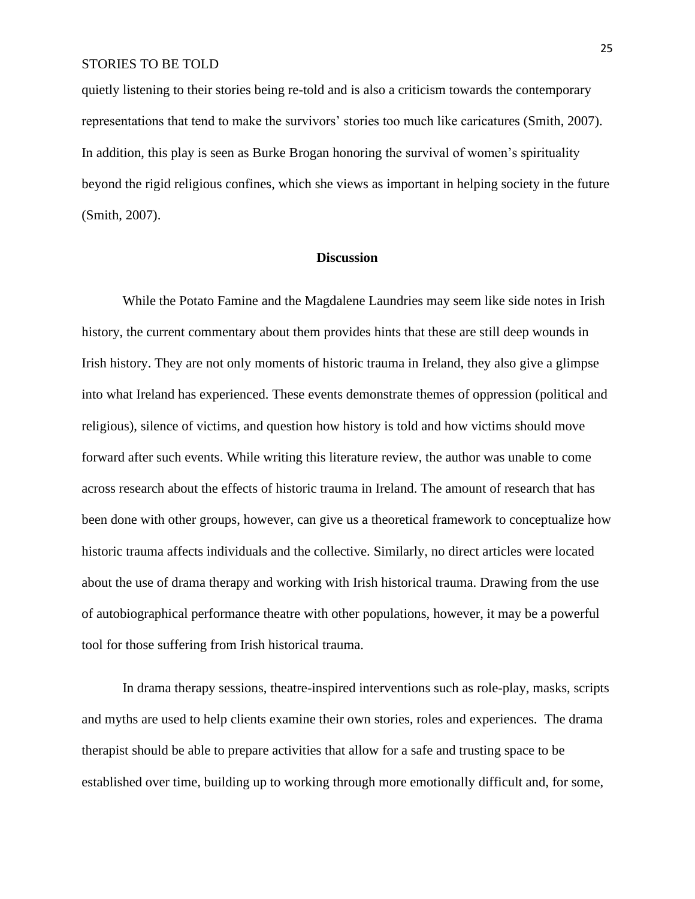quietly listening to their stories being re-told and is also a criticism towards the contemporary representations that tend to make the survivors' stories too much like caricatures (Smith, 2007). In addition, this play is seen as Burke Brogan honoring the survival of women's spirituality beyond the rigid religious confines, which she views as important in helping society in the future (Smith, 2007).

## Discussion

While the Potato Famine and the Magdalene Laundries may seem like side notes in Irish history, the current commentary about them provides hints that these are still deep wounds in Irish history. They are not only moments of historic trauma in Ireland, they also give a glimpse into what Ireland has experienced. These events demonstrate themes of oppression (political and religious), silence of victims, and question how history is told and how victims should move forward after such events. While writing this literature review, the author was unable to come across research about the effects of historic trauma in Ireland. The amount of research that has been done with other groups, however, can give us a theoretical framework to conceptualize how historic trauma affects individuals and the collective. Similarly, no direct articles were located about the use of drama therapy and working with Irish historical trauma. Drawing from the use of autobiographical performance theatre with other populations, however, it may be a powerful tool for those suffering from Irish historical trauma.

In drama therapy sessions, theatre-inspired interventions such as role-play, masks, scripts and myths are used to help clients examine their own stories, roles and experiences. The drama therapist should be able to prepare activities that allow for a safe and trusting space to be established over time, building up to working through more emotionally difficult and, for some,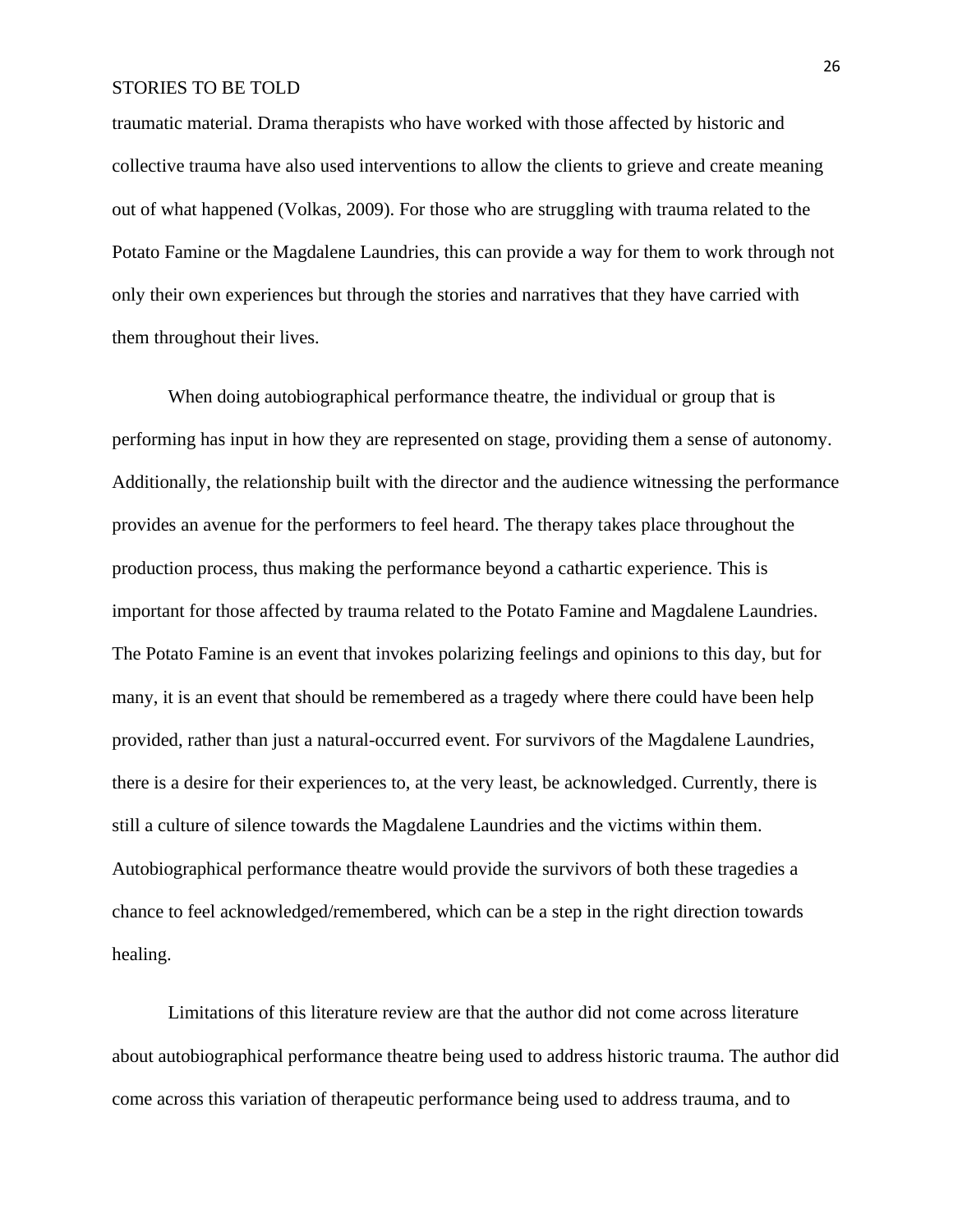traumatic material. Drama therapists who have worked with those affected by historic and collective trauma have also used interventions to allow the clients to grieve and create meaning out of what happened (Volkas, 2009). For those who are struggling with trauma related to the Potato Famine or the Magdalene Laundries, this can provide a way for them to work through not only their own experiences but through the stories and narratives that they have carried with them throughout their lives.

When doing autobiographical performance theatre, the individual or group that is performing has input in how they are represented on stage, providing them a sense of autonomy. Additionally, the relationship built with the director and the audience witnessing the performance provides an avenue for the performers to feel heard. The therapy takes place throughout the production process, thus making the performance beyond a cathartic experience. This is important for those affected by trauma related to the Potato Famine and Magdalene Laundries. The Potato Famine is an event that invokes polarizing feelings and opinions to this day, but for many, it is an event that should be remembered as a tragedy where there could have been help provided, rather than just a natural-occurred event. For survivors of the Magdalene Laundries, there is a desire for their experiences to, at the very least, be acknowledged. Currently, there is still a culture of silence towards the Magdalene Laundries and the victims within them. Autobiographical performance theatre would provide the survivors of both these tragedies a chance to feel acknowledged/remembered, which can be a step in the right direction towards healing.

Limitations of this literature review are that the author did not come across literature about autobiographical performance theatre being used to address historic trauma. The author did come across this variation of therapeutic performance being used to address trauma, and to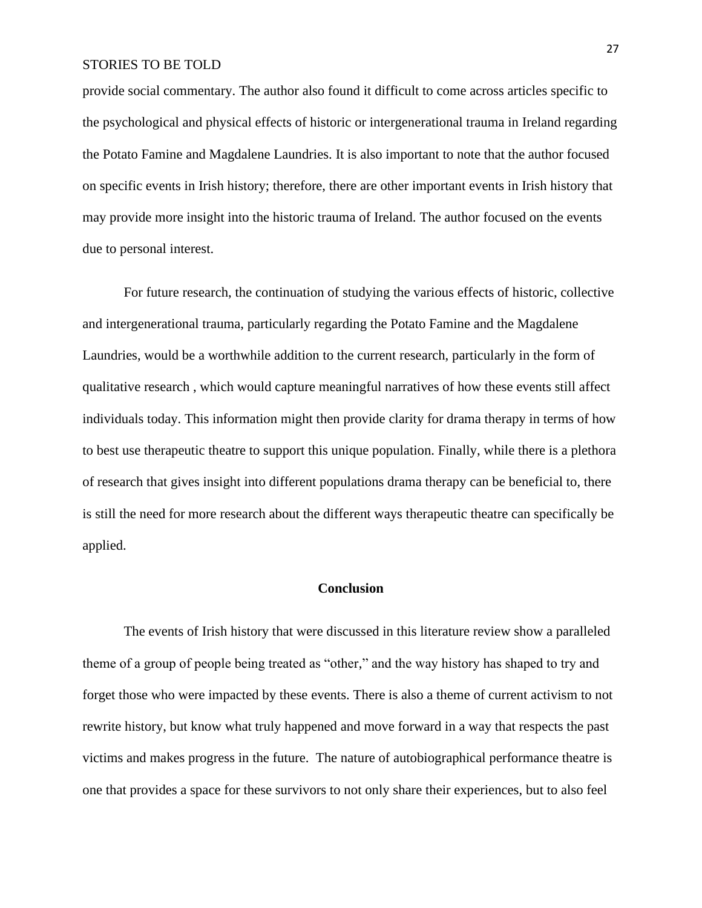provide social commentary. The author also found it difficult to come across articles specific to the psychological and physical effects of historic or intergenerational trauma in Ireland regarding the Potato Famine and Magdalene Laundries. It is also important to note that the author focused on specific events in Irish history; therefore, there are other important events in Irish history that may provide more insight into the historic trauma of Ireland. The author focused on the events due to personal interest.

For future research, the continuation of studying the various effects of historic, collective and intergenerational trauma, particularly regarding the Potato Famine and the Magdalene Laundries, would be a worthwhile addition to the current research, particularly in the form of qualitative research , which would capture meaningful narratives of how these events still affect individuals today. This information might then provide clarity for drama therapy in terms of how to best use therapeutic theatre to support this unique population. Finally, while there is a plethora of research that gives insight into different populations drama therapy can be beneficial to, there is still the need for more research about the different ways therapeutic theatre can specifically be applied.

## Conclusion

The events of Irish history that were discussed in this literature review show a paralleled theme of a group of people being treated as "other," and the way history has shaped to try and forget those who were impacted by these events. There is also a theme of current activism to not rewrite history, but know what truly happened and move forward in a way that respects the past victims and makes progress in the future. The nature of autobiographical performance theatre is one that provides a space for these survivors to not only share their experiences, but to also feel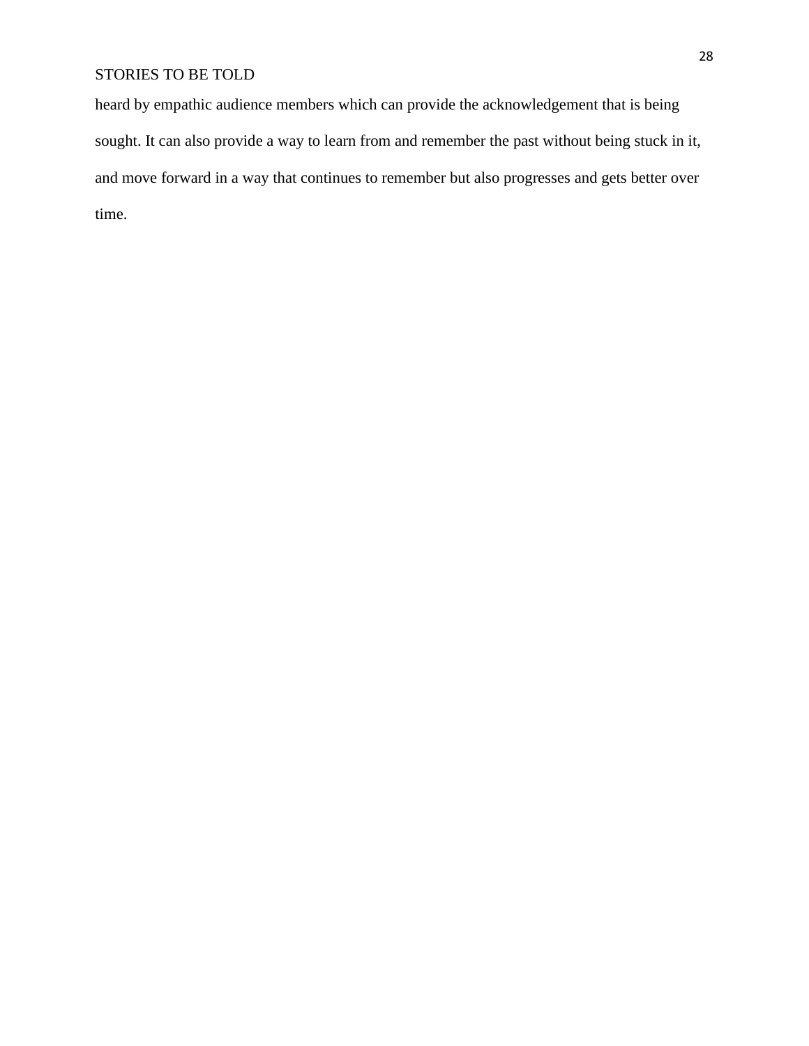heard by empathic audience members which can provide the acknowledgement that is being sought. It can also provide a way to learn from and remember the past without being stuck in it, and move forward in a way that continues to remember but also progresses and gets better over time.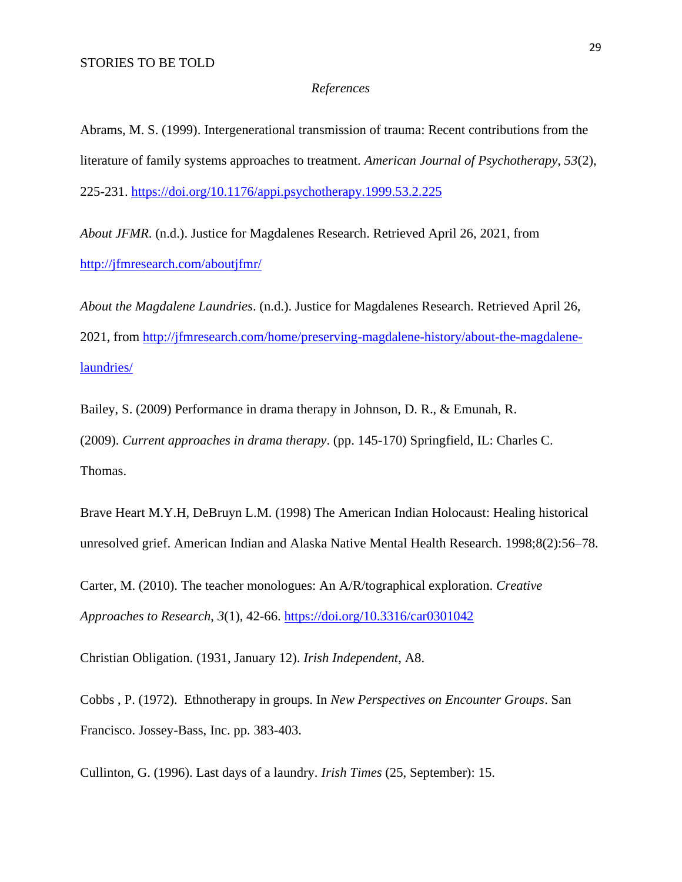*References*

Abrams, M. S. (1999). Intergenerational transmission of trauma: Recent contributions from the literature of family systems approaches to treatment. *American Journal of Psychotherapy*, *53*(2), 225-231. https://doi.org/10.1176/appi.psychotherapy.1999.53.2.225

*About JFMR.* (n.d.). Justice for Magdalenes Research. Retrieved April 26, 2021, from http://jfmresearch.com/aboutjfmr/

*About the Magdalene Laundries*. (n.d.). Justice for Magdalenes Research. Retrieved April 26, 2021, from http://jfmresearch.com/home/preserving-magdalene-history/about-the-magdalene-laundries/

Bailey, S. (2009) Performance in drama therapy in Johnson, D. R., & Emunah, R. (2009). *Current approaches in drama therapy*. (pp. 145-170) Springfield, IL: Charles C. Thomas.

Brave Heart M.Y.H, DeBruyn L.M. (1998) The American Indian Holocaust: Healing historical unresolved grief. American Indian and Alaska Native Mental Health Research. 1998;8(2):56–78.

Carter, M. (2010). The teacher monologues: An A/R/tographical exploration. *Creative Approaches to Research*, *3*(1), 42-66. https://doi.org/10.3316/car0301042

Christian Obligation. (1931, January 12). *Irish Independent*, A8.

Cobbs , P. (1972). Ethnotherapy in groups. In *New Perspectives on Encounter Groups*. San Francisco. Jossey-Bass, Inc. pp. 383-403.

Cullinton, G. (1996). Last days of a laundry. *Irish Times* (25, September): 15.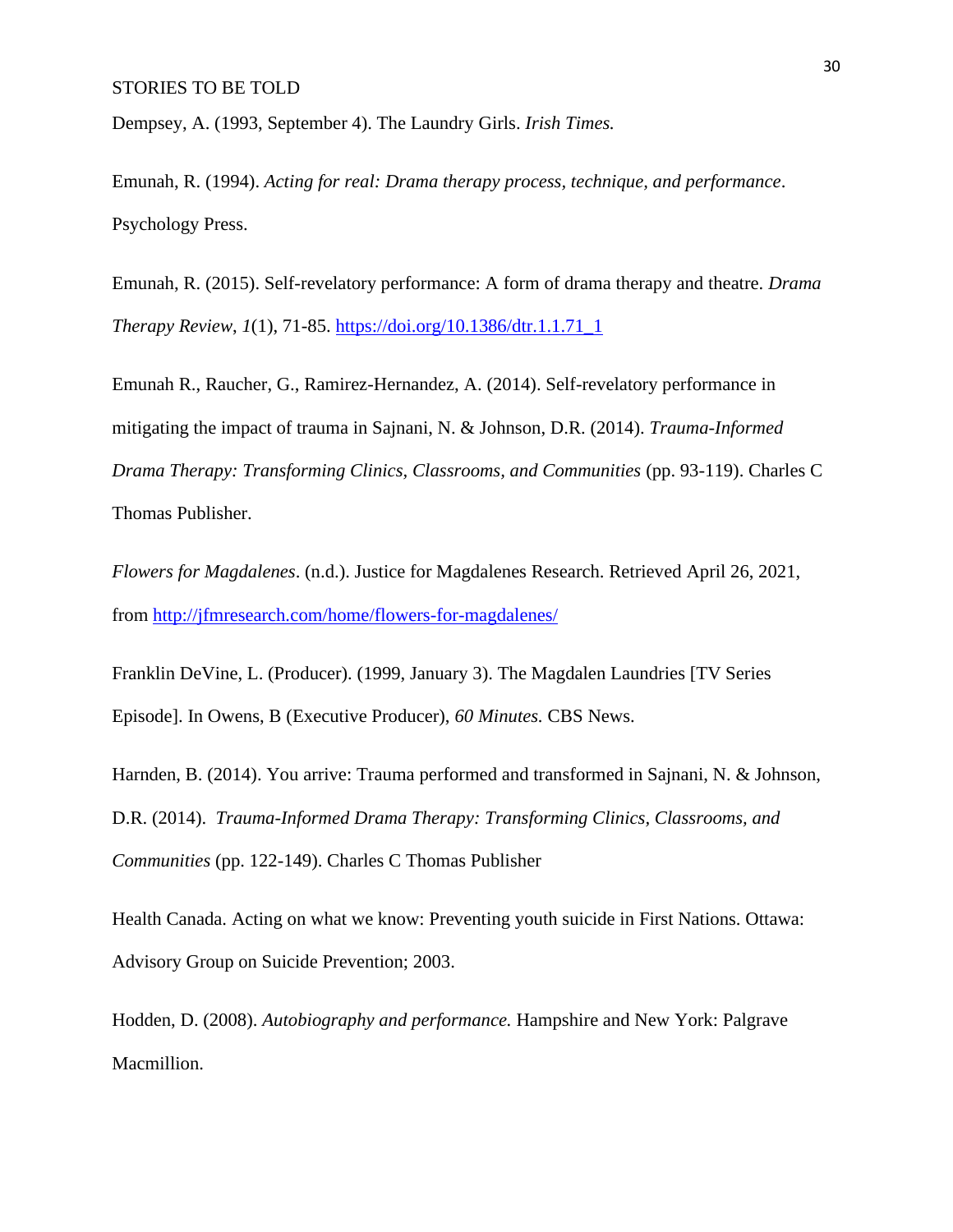Dempsey, A. (1993, September 4). The Laundry Girls. *Irish Times.*

Emunah, R. (1994). *Acting for real: Drama therapy process, technique, and performance*. Psychology Press.

Emunah, R. (2015). Self-revelatory performance: A form of drama therapy and theatre. *Drama Therapy Review*, *1*(1), 71-85. https://doi.org/10.1386/dtr.1.1.71_1

Emunah R., Raucher, G., Ramirez-Hernandez, A. (2014). Self-revelatory performance in mitigating the impact of trauma in Sajnani, N. & Johnson, D.R. (2014). *Trauma-Informed Drama Therapy: Transforming Clinics, Classrooms, and Communities* (pp. 93-119). Charles C Thomas Publisher.

*Flowers for Magdalenes*. (n.d.). Justice for Magdalenes Research. Retrieved April 26, 2021, from http://jfmresearch.com/home/flowers-for-magdalenes/

Franklin DeVine, L. (Producer). (1999, January 3). The Magdalen Laundries [TV Series Episode]. In Owens, B (Executive Producer), *60 Minutes.* CBS News.

Harnden, B. (2014). You arrive: Trauma performed and transformed in Sajnani, N. & Johnson, D.R. (2014). *Trauma-Informed Drama Therapy: Transforming Clinics, Classrooms, and Communities* (pp. 122-149). Charles C Thomas Publisher

Health Canada. Acting on what we know: Preventing youth suicide in First Nations. Ottawa: Advisory Group on Suicide Prevention; 2003.

Hodden, D. (2008). *Autobiography and performance.* Hampshire and New York: Palgrave Macmillion.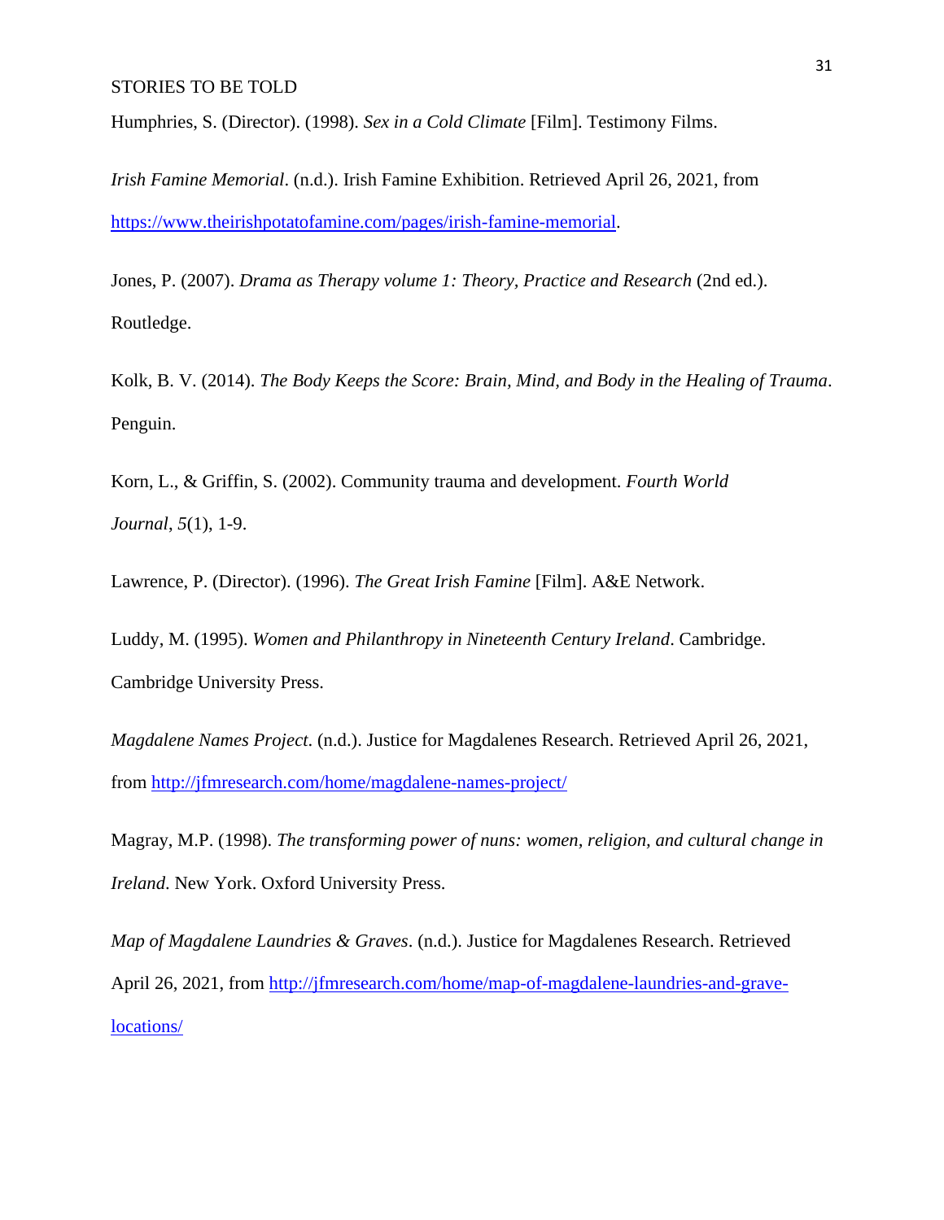Humphries, S. (Director). (1998). *Sex in a Cold Climate* [Film]. Testimony Films.

*Irish Famine Memorial*. (n.d.). Irish Famine Exhibition. Retrieved April 26, 2021, from https://www.theirishpotatofamine.com/pages/irish-famine-memorial.

Jones, P. (2007). *Drama as Therapy volume 1: Theory, Practice and Research* (2nd ed.). Routledge.

Kolk, B. V. (2014). *The Body Keeps the Score: Brain, Mind, and Body in the Healing of Trauma*. Penguin.

Korn, L., & Griffin, S. (2002). Community trauma and development. *Fourth World Journal*, *5*(1), 1-9.

Lawrence, P. (Director). (1996). *The Great Irish Famine* [Film]. A&E Network.

Luddy, M. (1995). *Women and Philanthropy in Nineteenth Century Ireland*. Cambridge. Cambridge University Press.

*Magdalene Names Project*. (n.d.). Justice for Magdalenes Research. Retrieved April 26, 2021, from http://jfmresearch.com/home/magdalene-names-project/

Magray, M.P. (1998). *The transforming power of nuns: women, religion, and cultural change in Ireland*. New York. Oxford University Press.

*Map of Magdalene Laundries & Graves*. (n.d.). Justice for Magdalenes Research. Retrieved April 26, 2021, from http://jfmresearch.com/home/map-of-magdalene-laundries-and-grave-locations/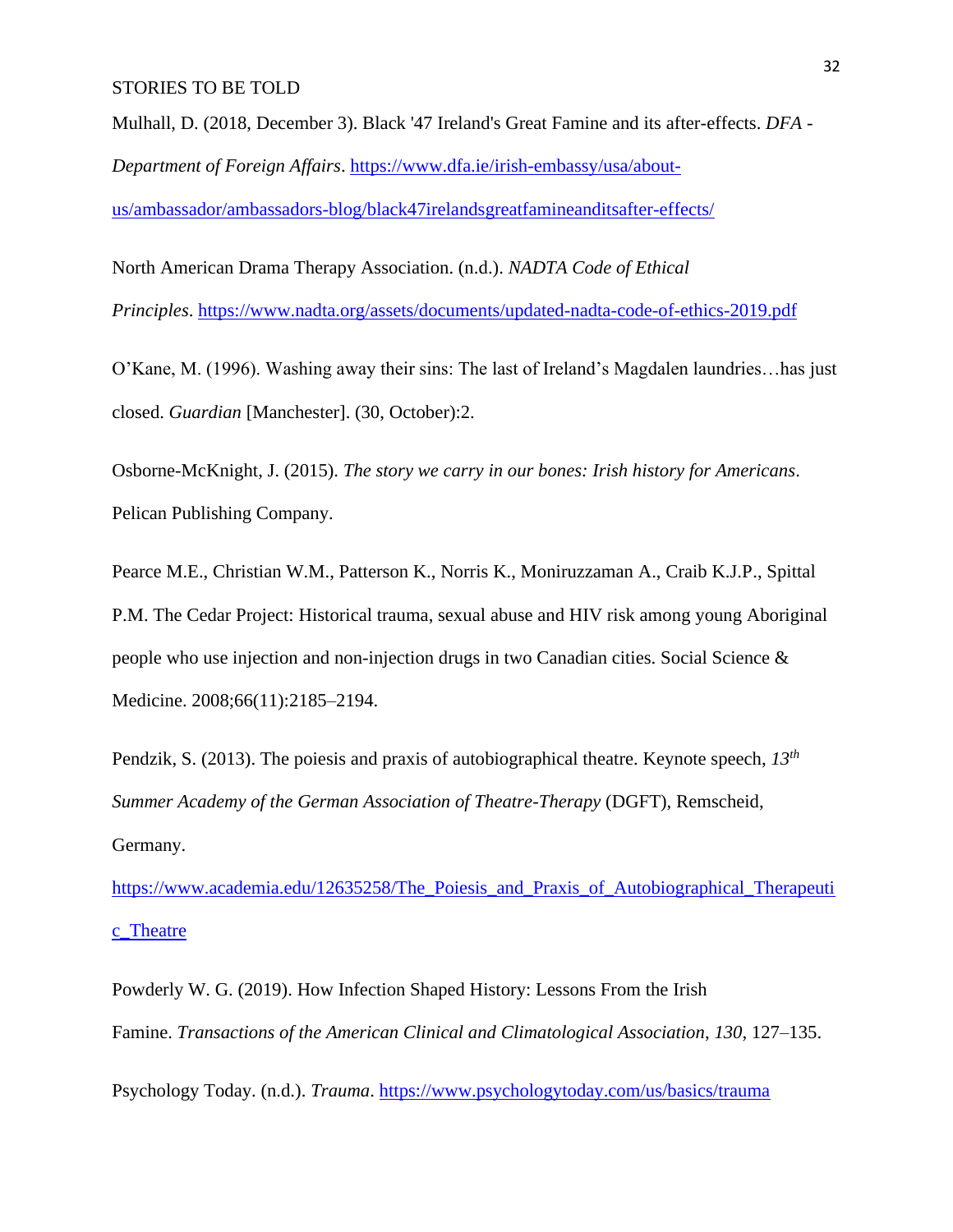Mulhall, D. (2018, December 3). Black '47 Ireland's Great Famine and its after-effects. *DFA - Department of Foreign Affairs*. https://www.dfa.ie/irish-embassy/usa/about-us/ambassador/ambassadors-blog/black47irelandsgreatfamineanditsafter-effects/

North American Drama Therapy Association. (n.d.). *NADTA Code of Ethical Principles*. https://www.nadta.org/assets/documents/updated-nadta-code-of-ethics-2019.pdf

O'Kane, M. (1996). Washing away their sins: The last of Ireland's Magdalen laundries…has just closed. *Guardian* [Manchester]. (30, October):2.

Osborne-McKnight, J. (2015). *The story we carry in our bones: Irish history for Americans*. Pelican Publishing Company.

Pearce M.E., Christian W.M., Patterson K., Norris K., Moniruzzaman A., Craib K.J.P., Spittal P.M. The Cedar Project: Historical trauma, sexual abuse and HIV risk among young Aboriginal people who use injection and non-injection drugs in two Canadian cities. Social Science & Medicine. 2008;66(11):2185–2194.

Pendzik, S. (2013). The poiesis and praxis of autobiographical theatre. Keynote speech, *13th Summer Academy of the German Association of Theatre-Therapy* (DGFT), Remscheid, Germany. https://www.academia.edu/12635258/The_Poiesis_and_Praxis_of_Autobiographical_Therapeutic_Theatre

Powderly W. G. (2019). How Infection Shaped History: Lessons From the Irish Famine. *Transactions of the American Clinical and Climatological Association*, *130*, 127–135.

Psychology Today. (n.d.). *Trauma*. https://www.psychologytoday.com/us/basics/trauma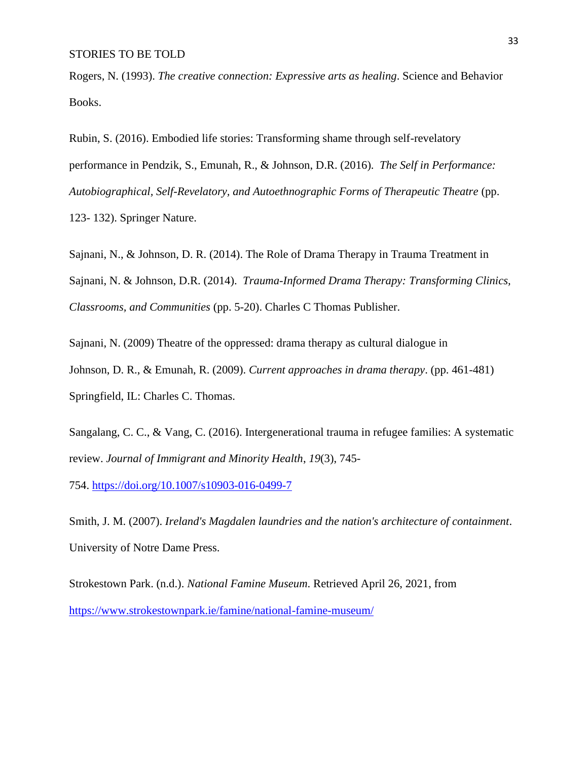Rogers, N. (1993). *The creative connection: Expressive arts as healing*. Science and Behavior Books.

Rubin, S. (2016). Embodied life stories: Transforming shame through self-revelatory performance in Pendzik, S., Emunah, R., & Johnson, D.R. (2016). *The Self in Performance: Autobiographical, Self-Revelatory, and Autoethnographic Forms of Therapeutic Theatre* (pp. 123- 132). Springer Nature.

Sajnani, N., & Johnson, D. R. (2014). The Role of Drama Therapy in Trauma Treatment in Sajnani, N. & Johnson, D.R. (2014). *Trauma-Informed Drama Therapy: Transforming Clinics, Classrooms, and Communities* (pp. 5-20). Charles C Thomas Publisher.

Sajnani, N. (2009) Theatre of the oppressed: drama therapy as cultural dialogue in Johnson, D. R., & Emunah, R. (2009). *Current approaches in drama therapy*. (pp. 461-481) Springfield, IL: Charles C. Thomas.

Sangalang, C. C., & Vang, C. (2016). Intergenerational trauma in refugee families: A systematic review. *Journal of Immigrant and Minority Health*, *19*(3), 745-754. https://doi.org/10.1007/s10903-016-0499-7

Smith, J. M. (2007). *Ireland's Magdalen laundries and the nation's architecture of containment*. University of Notre Dame Press.

Strokestown Park. (n.d.). *National Famine Museum*. Retrieved April 26, 2021, from https://www.strokestownpark.ie/famine/national-famine-museum/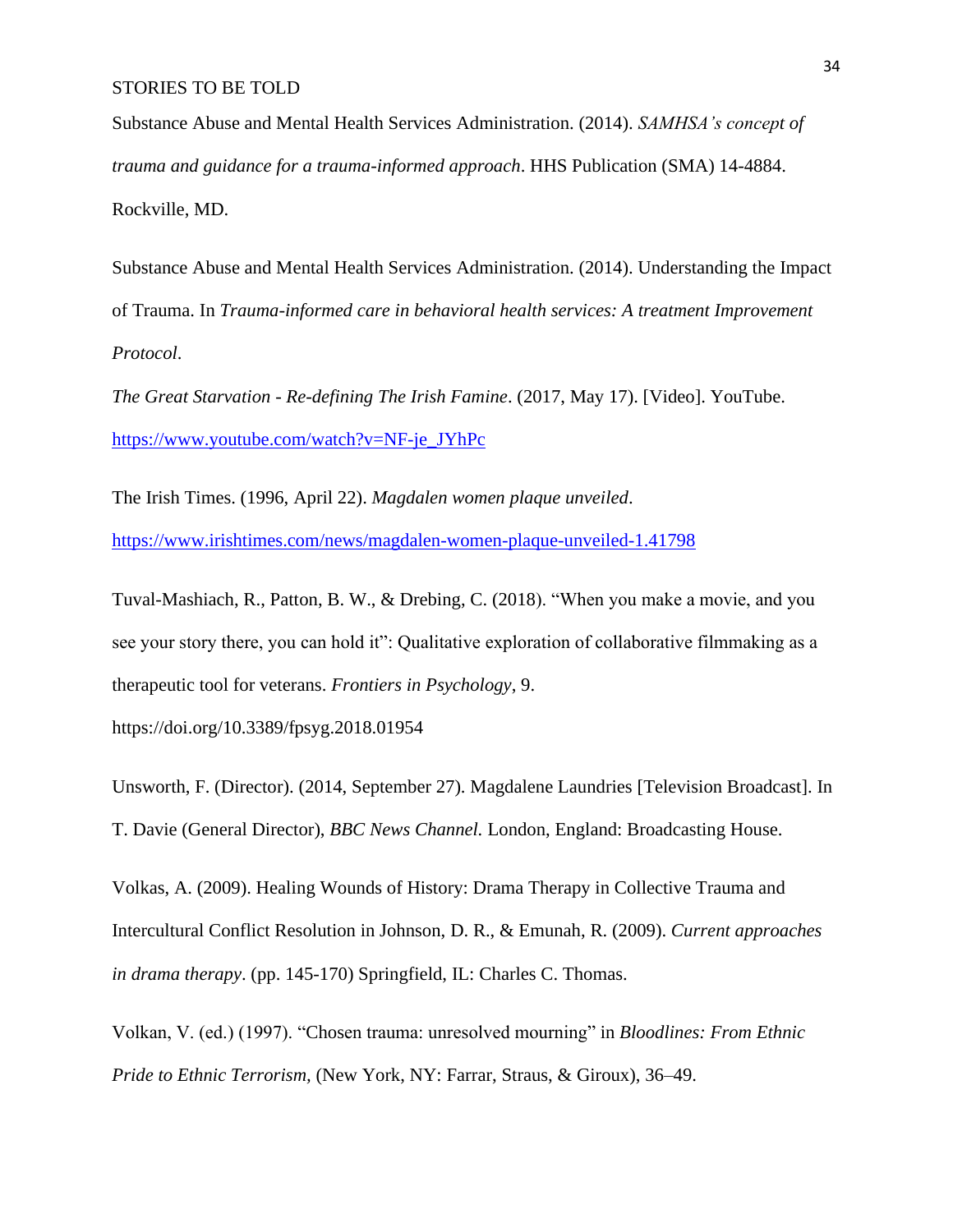Substance Abuse and Mental Health Services Administration. (2014). *SAMHSA's concept of trauma and guidance for a trauma-informed approach*. HHS Publication (SMA) 14-4884. Rockville, MD.

Substance Abuse and Mental Health Services Administration. (2014). Understanding the Impact of Trauma. In *Trauma-informed care in behavioral health services: A treatment Improvement Protocol*.

*The Great Starvation - Re-defining The Irish Famine*. (2017, May 17). [Video]. YouTube. https://www.youtube.com/watch?v=NF-je_JYhPc

The Irish Times. (1996, April 22). *Magdalen women plaque unveiled*. https://www.irishtimes.com/news/magdalen-women-plaque-unveiled-1.41798

Tuval-Mashiach, R., Patton, B. W., & Drebing, C. (2018). "When you make a movie, and you see your story there, you can hold it": Qualitative exploration of collaborative filmmaking as a therapeutic tool for veterans. *Frontiers in Psychology*, 9. https://doi.org/10.3389/fpsyg.2018.01954

Unsworth, F. (Director). (2014, September 27). Magdalene Laundries [Television Broadcast]. In T. Davie (General Director), *BBC News Channel.* London, England: Broadcasting House.

Volkas, A. (2009). Healing Wounds of History: Drama Therapy in Collective Trauma and Intercultural Conflict Resolution in Johnson, D. R., & Emunah, R. (2009). *Current approaches in drama therapy*. (pp. 145-170) Springfield, IL: Charles C. Thomas.

Volkan, V. (ed.) (1997). "Chosen trauma: unresolved mourning" in *Bloodlines: From Ethnic Pride to Ethnic Terrorism*, (New York, NY: Farrar, Straus, & Giroux), 36–49.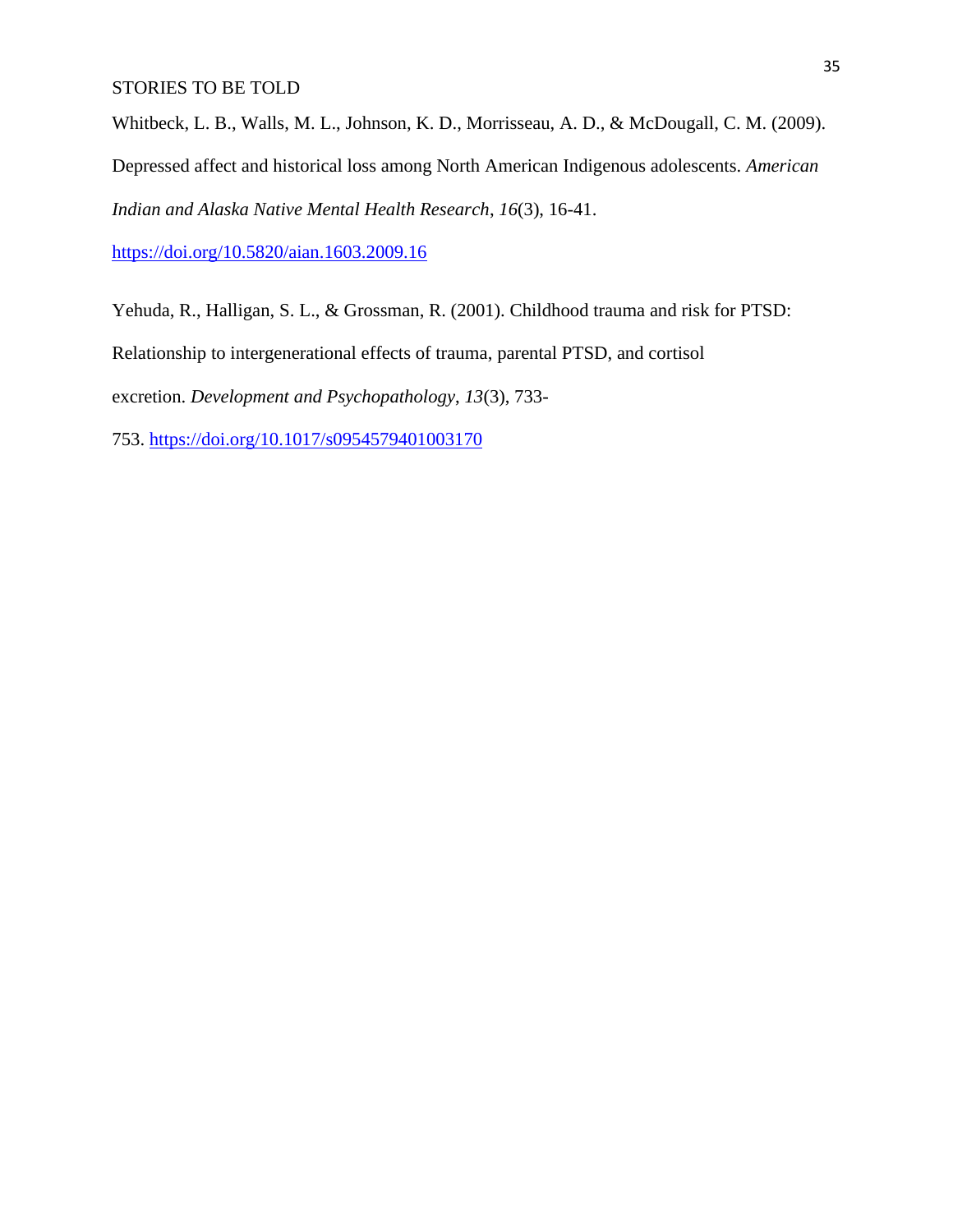Whitbeck, L. B., Walls, M. L., Johnson, K. D., Morrisseau, A. D., & McDougall, C. M. (2009). Depressed affect and historical loss among North American Indigenous adolescents. *American Indian and Alaska Native Mental Health Research*, *16*(3), 16-41. https://doi.org/10.5820/aian.1603.2009.16

Yehuda, R., Halligan, S. L., & Grossman, R. (2001). Childhood trauma and risk for PTSD: Relationship to intergenerational effects of trauma, parental PTSD, and cortisol excretion. *Development and Psychopathology*, *13*(3), 733-753. https://doi.org/10.1017/s0954579401003170